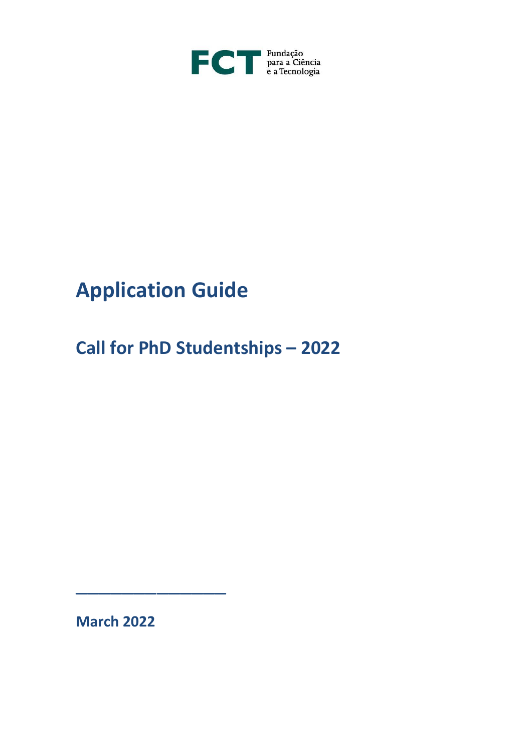FCT Fundação para a Ciência e a Tecnologia

# Application Guide

## Call for PhD Studentships – 2022

---

**March 2022**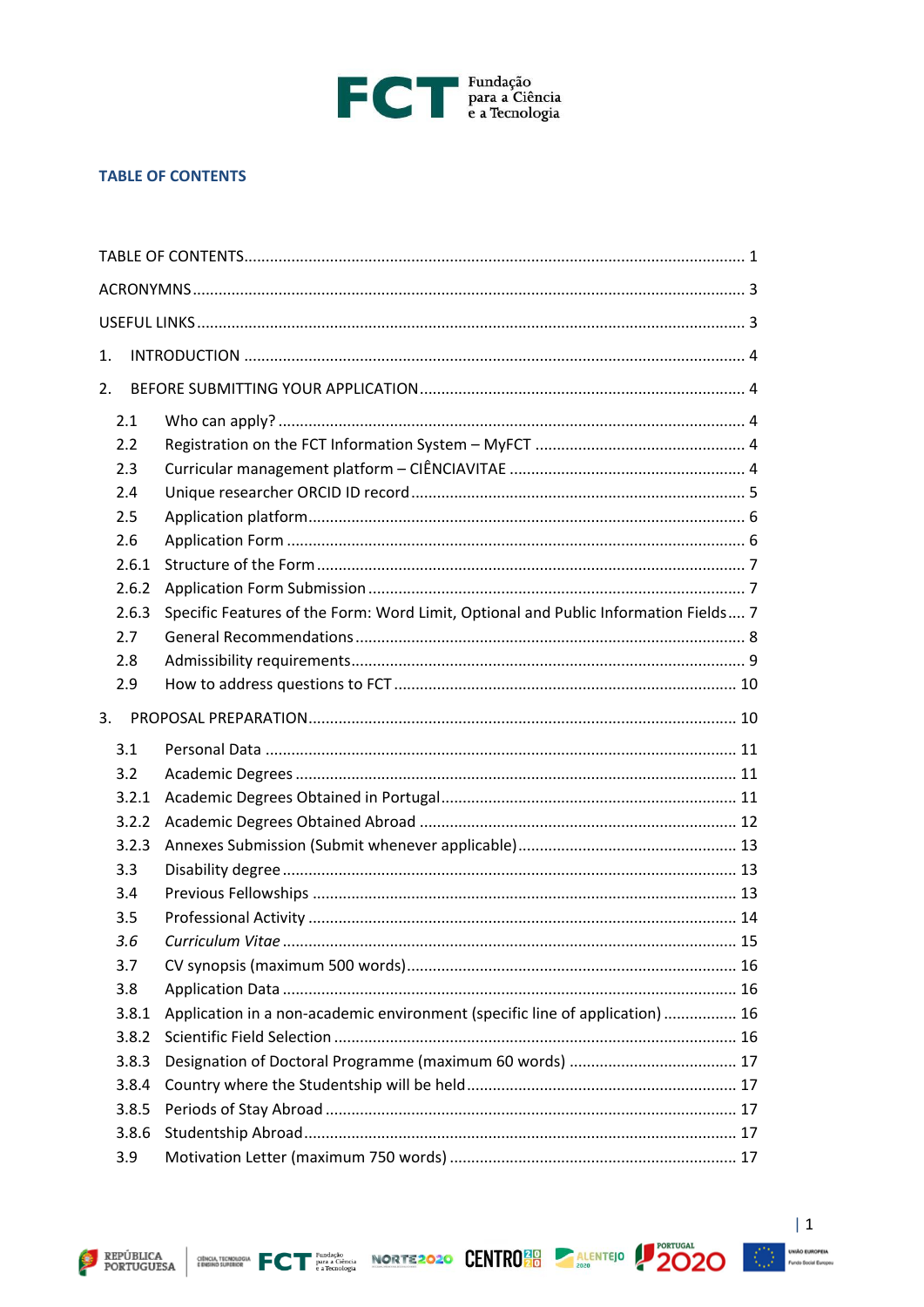## TABLE OF CONTENTS

| | | |
|---|---|---|
| TABLE OF CONTENTS | | 1 |
| ACRONYMNS | | 3 |
| USEFUL LINKS | | 3 |
| 1. | INTRODUCTION | 4 |
| 2. | BEFORE SUBMITTING YOUR APPLICATION | 4 |
| 2.1 | Who can apply? | 4 |
| 2.2 | Registration on the FCT Information System – MyFCT | 4 |
| 2.3 | Curricular management platform – CIÊNCIAVITAE | 4 |
| 2.4 | Unique researcher ORCID ID record | 5 |
| 2.5 | Application platform | 6 |
| 2.6 | Application Form | 6 |
| 2.6.1 | Structure of the Form | 7 |
| 2.6.2 | Application Form Submission | 7 |
| 2.6.3 | Specific Features of the Form: Word Limit, Optional and Public Information Fields | 7 |
| 2.7 | General Recommendations | 8 |
| 2.8 | Admissibility requirements | 9 |
| 2.9 | How to address questions to FCT | 10 |
| 3. | PROPOSAL PREPARATION | 10 |
| 3.1 | Personal Data | 11 |
| 3.2 | Academic Degrees | 11 |
| 3.2.1 | Academic Degrees Obtained in Portugal | 11 |
| 3.2.2 | Academic Degrees Obtained Abroad | 12 |
| 3.2.3 | Annexes Submission (Submit whenever applicable) | 13 |
| 3.3 | Disability degree | 13 |
| 3.4 | Previous Fellowships | 13 |
| 3.5 | Professional Activity | 14 |
| *3.6* | *Curriculum Vitae* | 15 |
| 3.7 | CV synopsis (maximum 500 words) | 16 |
| 3.8 | Application Data | 16 |
| 3.8.1 | Application in a non-academic environment (specific line of application) | 16 |
| 3.8.2 | Scientific Field Selection | 16 |
| 3.8.3 | Designation of Doctoral Programme (maximum 60 words) | 17 |
| 3.8.4 | Country where the Studentship will be held | 17 |
| 3.8.5 | Periods of Stay Abroad | 17 |
| 3.8.6 | Studentship Abroad | 17 |
| 3.9 | Motivation Letter (maximum 750 words) | 17 |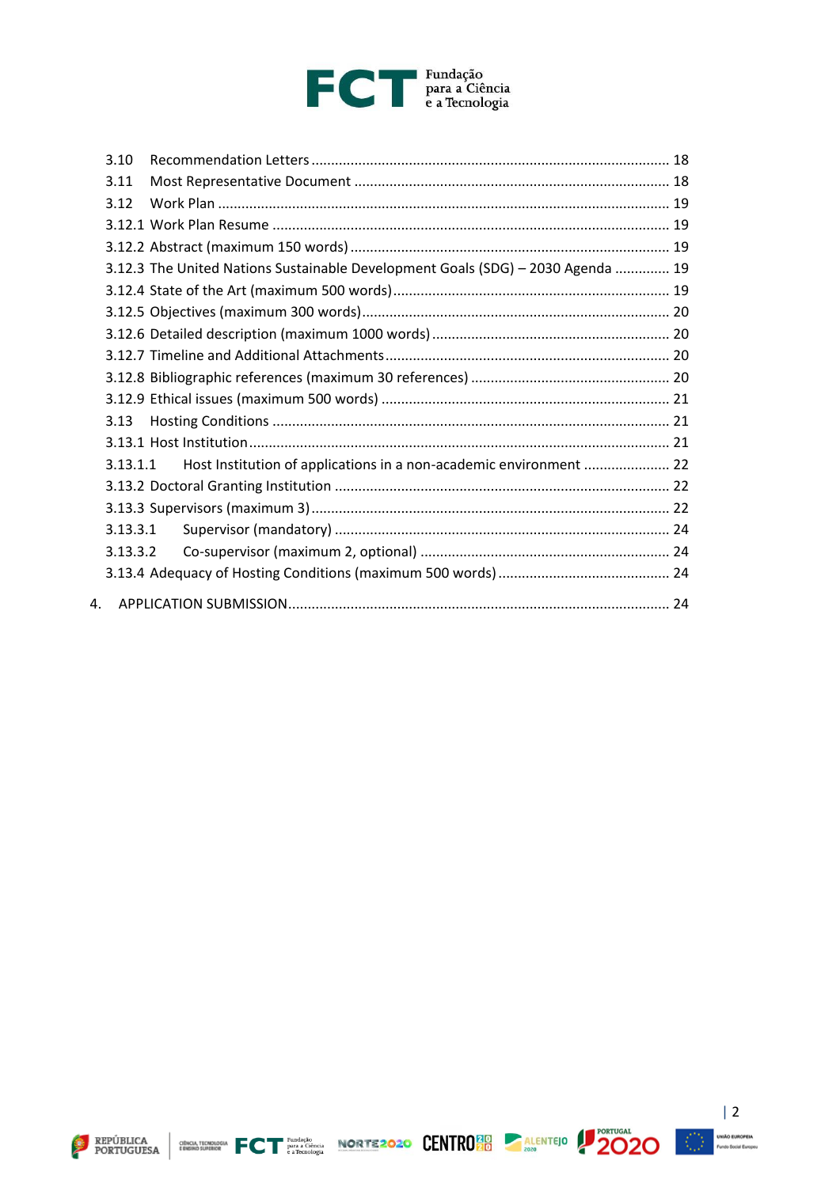3.10 Recommendation Letters ........................................................................................ 18
3.11 Most Representative Document ............................................................................... 18
3.12 Work Plan .................................................................................................................. 19
3.12.1 Work Plan Resume ..................................................................................................... 19
3.12.2 Abstract (maximum 150 words) ................................................................................. 19
3.12.3 The United Nations Sustainable Development Goals (SDG) – 2030 Agenda .............. 19
3.12.4 State of the Art (maximum 500 words) ...................................................................... 19
3.12.5 Objectives (maximum 300 words) .............................................................................. 20
3.12.6 Detailed description (maximum 1000 words) ............................................................ 20
3.12.7 Timeline and Additional Attachments ........................................................................ 20
3.12.8 Bibliographic references (maximum 30 references) .................................................. 20
3.12.9 Ethical issues (maximum 500 words) ......................................................................... 21
3.13 Hosting Conditions .................................................................................................... 21
3.13.1 Host Institution .......................................................................................................... 21
3.13.1.1 Host Institution of applications in a non-academic environment ...................... 22
3.13.2 Doctoral Granting Institution ..................................................................................... 22
3.13.3 Supervisors (maximum 3) ........................................................................................... 22
3.13.3.1 Supervisor (mandatory) ..................................................................................... 24
3.13.3.2 Co-supervisor (maximum 2, optional) ................................................................ 24
3.13.4 Adequacy of Hosting Conditions (maximum 500 words) ............................................ 24

4. APPLICATION SUBMISSION ................................................................................................. 24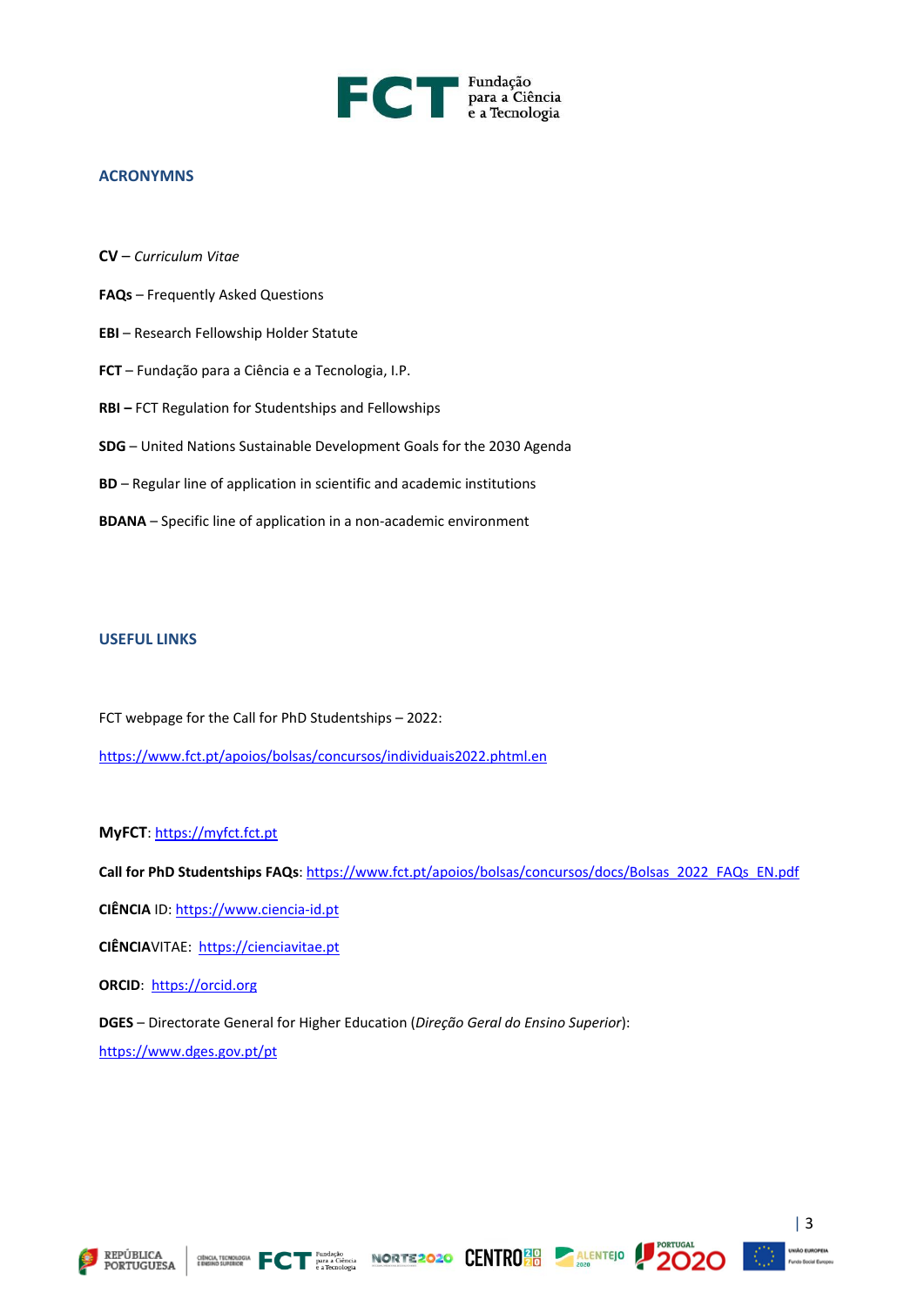## ACRONYMNS

**CV** – *Curriculum Vitae*

**FAQs** – Frequently Asked Questions

**EBI** – Research Fellowship Holder Statute

**FCT** – Fundação para a Ciência e a Tecnologia, I.P.

**RBI –** FCT Regulation for Studentships and Fellowships

**SDG** – United Nations Sustainable Development Goals for the 2030 Agenda

**BD** – Regular line of application in scientific and academic institutions

**BDANA** – Specific line of application in a non-academic environment

## USEFUL LINKS

FCT webpage for the Call for PhD Studentships – 2022:

https://www.fct.pt/apoios/bolsas/concursos/individuais2022.phtml.en

**MyFCT**: https://myfct.fct.pt

**Call for PhD Studentships FAQs**: https://www.fct.pt/apoios/bolsas/concursos/docs/Bolsas_2022_FAQs_EN.pdf

**CIÊNCIA** ID: https://www.ciencia-id.pt

**CIÊNCIA**VITAE: https://cienciavitae.pt

**ORCID**: https://orcid.org

**DGES** – Directorate General for Higher Education (*Direção Geral do Ensino Superior*):

https://www.dges.gov.pt/pt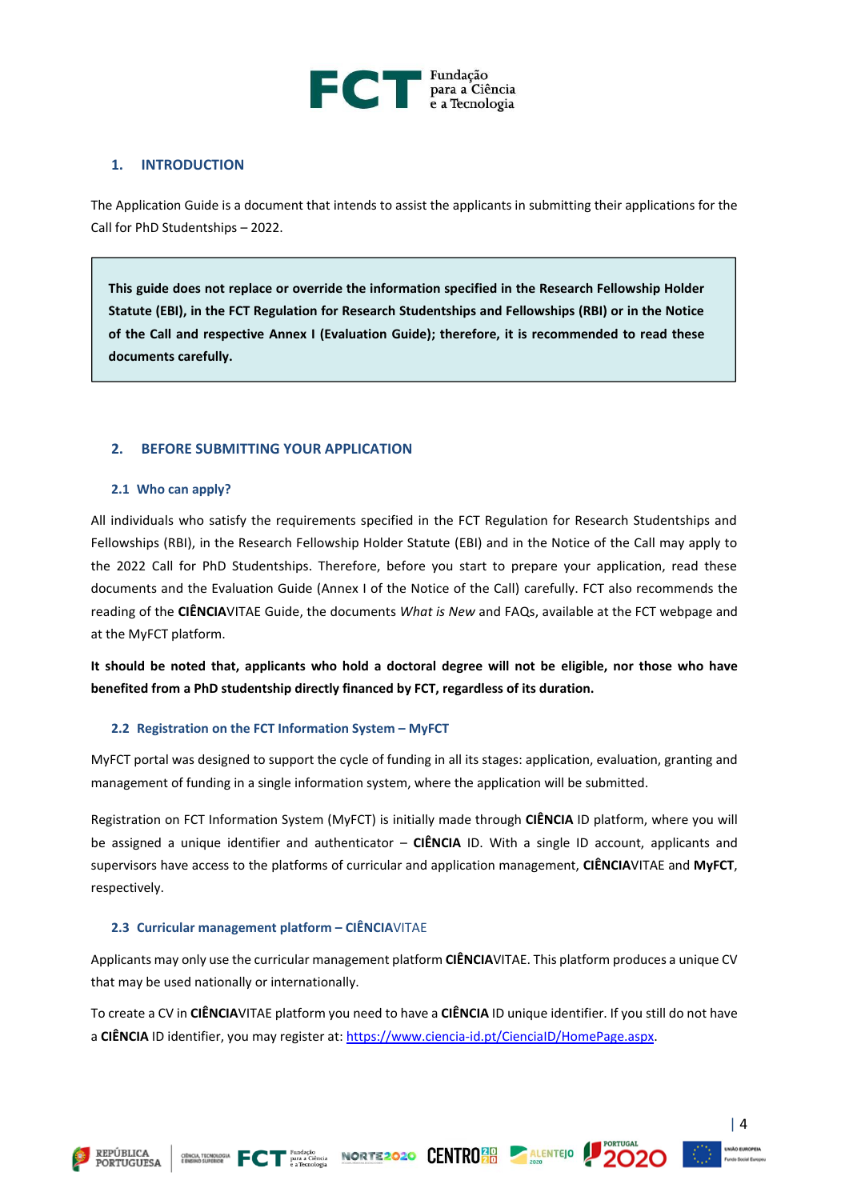## 1. INTRODUCTION

The Application Guide is a document that intends to assist the applicants in submitting their applications for the Call for PhD Studentships – 2022.

> **This guide does not replace or override the information specified in the Research Fellowship Holder Statute (EBI), in the FCT Regulation for Research Studentships and Fellowships (RBI) or in the Notice of the Call and respective Annex I (Evaluation Guide); therefore, it is recommended to read these documents carefully.**

## 2. BEFORE SUBMITTING YOUR APPLICATION

### 2.1 Who can apply?

All individuals who satisfy the requirements specified in the FCT Regulation for Research Studentships and Fellowships (RBI), in the Research Fellowship Holder Statute (EBI) and in the Notice of the Call may apply to the 2022 Call for PhD Studentships. Therefore, before you start to prepare your application, read these documents and the Evaluation Guide (Annex I of the Notice of the Call) carefully. FCT also recommends the reading of the **CIÊNCIA**VITAE Guide, the documents *What is New* and FAQs, available at the FCT webpage and at the MyFCT platform.

**It should be noted that, applicants who hold a doctoral degree will not be eligible, nor those who have benefited from a PhD studentship directly financed by FCT, regardless of its duration.**

### 2.2 Registration on the FCT Information System – MyFCT

MyFCT portal was designed to support the cycle of funding in all its stages: application, evaluation, granting and management of funding in a single information system, where the application will be submitted.

Registration on FCT Information System (MyFCT) is initially made through **CIÊNCIA** ID platform, where you will be assigned a unique identifier and authenticator – **CIÊNCIA** ID. With a single ID account, applicants and supervisors have access to the platforms of curricular and application management, **CIÊNCIA**VITAE and **MyFCT**, respectively.

### 2.3 Curricular management platform – CIÊNCIAVITAE

Applicants may only use the curricular management platform **CIÊNCIA**VITAE. This platform produces a unique CV that may be used nationally or internationally.

To create a CV in **CIÊNCIA**VITAE platform you need to have a **CIÊNCIA** ID unique identifier. If you still do not have a **CIÊNCIA** ID identifier, you may register at: https://www.ciencia-id.pt/CienciaID/HomePage.aspx.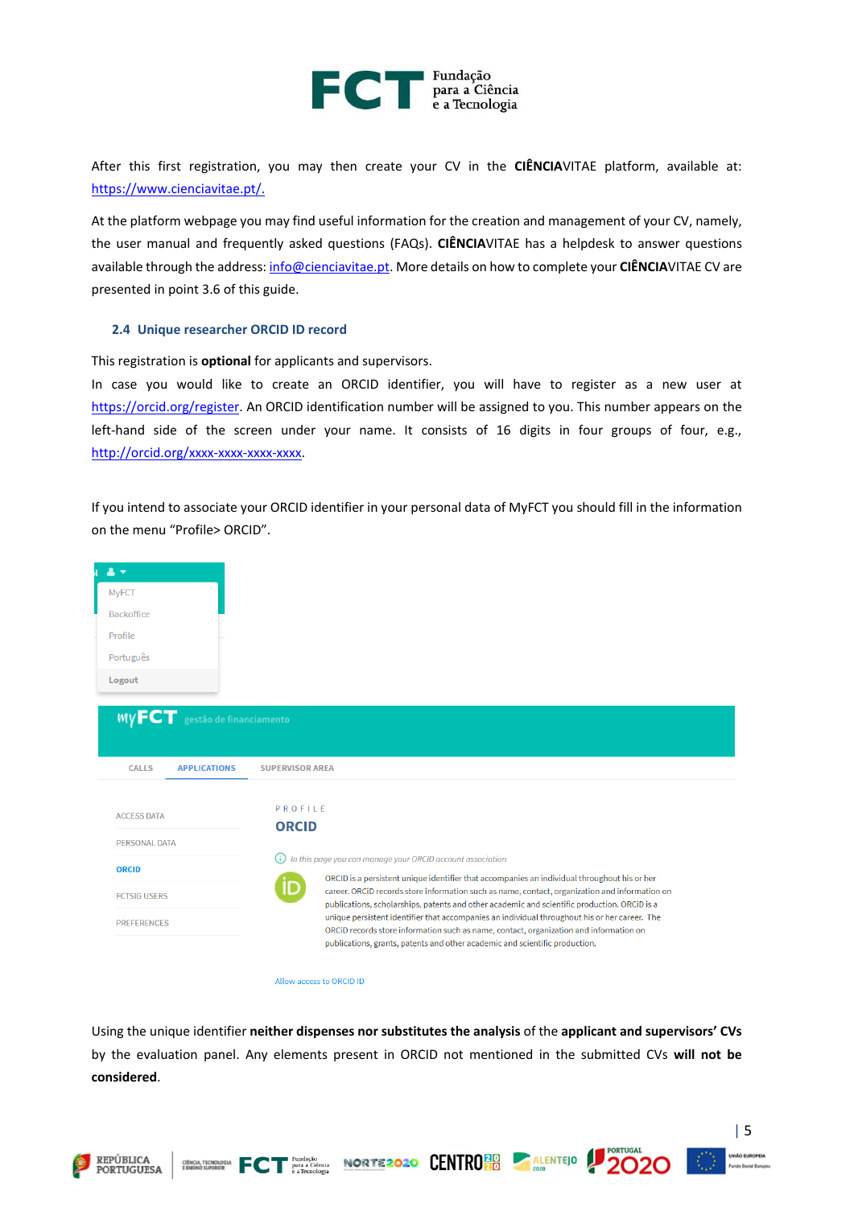After this first registration, you may then create your CV in the **CIÊNCIA**VITAE platform, available at: https://www.cienciavitae.pt/.

At the platform webpage you may find useful information for the creation and management of your CV, namely, the user manual and frequently asked questions (FAQs). **CIÊNCIA**VITAE has a helpdesk to answer questions available through the address: info@cienciavitae.pt. More details on how to complete your **CIÊNCIA**VITAE CV are presented in point 3.6 of this guide.

### 2.4 Unique researcher ORCID ID record

This registration is **optional** for applicants and supervisors.

In case you would like to create an ORCID identifier, you will have to register as a new user at https://orcid.org/register. An ORCID identification number will be assigned to you. This number appears on the left-hand side of the screen under your name. It consists of 16 digits in four groups of four, e.g., http://orcid.org/xxxx-xxxx-xxxx-xxxx.

If you intend to associate your ORCID identifier in your personal data of MyFCT you should fill in the information on the menu "Profile> ORCID".

Using the unique identifier **neither dispenses nor substitutes the analysis** of the **applicant and supervisors' CVs** by the evaluation panel. Any elements present in ORCID not mentioned in the submitted CVs **will not be considered**.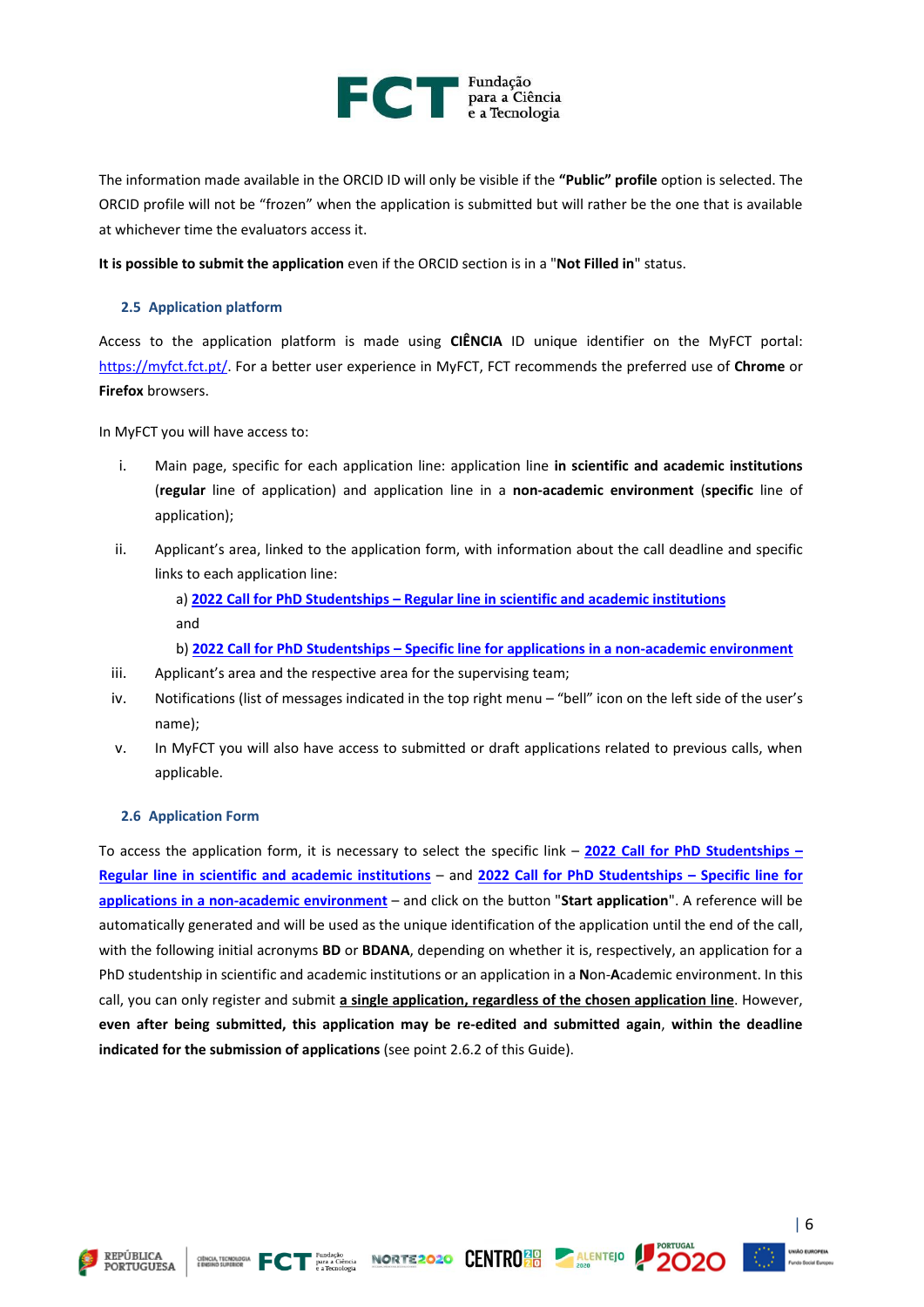The information made available in the ORCID ID will only be visible if the **"Public" profile** option is selected. The ORCID profile will not be "frozen" when the application is submitted but will rather be the one that is available at whichever time the evaluators access it.

**It is possible to submit the application** even if the ORCID section is in a "**Not Filled in**" status.

### 2.5 Application platform

Access to the application platform is made using **CIÊNCIA** ID unique identifier on the MyFCT portal: [https://myfct.fct.pt/](https://myfct.fct.pt/). For a better user experience in MyFCT, FCT recommends the preferred use of **Chrome** or **Firefox** browsers.

In MyFCT you will have access to:

i. Main page, specific for each application line: application line **in scientific and academic institutions** (**regular** line of application) and application line in a **non-academic environment** (**specific** line of application);

ii. Applicant's area, linked to the application form, with information about the call deadline and specific links to each application line:

   a) **2022 Call for PhD Studentships – Regular line in scientific and academic institutions**
   and
   b) **2022 Call for PhD Studentships – Specific line for applications in a non-academic environment**

iii. Applicant's area and the respective area for the supervising team;

iv. Notifications (list of messages indicated in the top right menu – "bell" icon on the left side of the user's name);

v. In MyFCT you will also have access to submitted or draft applications related to previous calls, when applicable.

### 2.6 Application Form

To access the application form, it is necessary to select the specific link – **2022 Call for PhD Studentships – Regular line in scientific and academic institutions** – and **2022 Call for PhD Studentships – Specific line for applications in a non-academic environment** – and click on the button "**Start application**". A reference will be automatically generated and will be used as the unique identification of the application until the end of the call, with the following initial acronyms **BD** or **BDANA**, depending on whether it is, respectively, an application for a PhD studentship in scientific and academic institutions or an application in a **N**on-**A**cademic environment. In this call, you can only register and submit **a single application, regardless of the chosen application line**. However, **even after being submitted, this application may be re-edited and submitted again, within the deadline indicated for the submission of applications** (see point 2.6.2 of this Guide).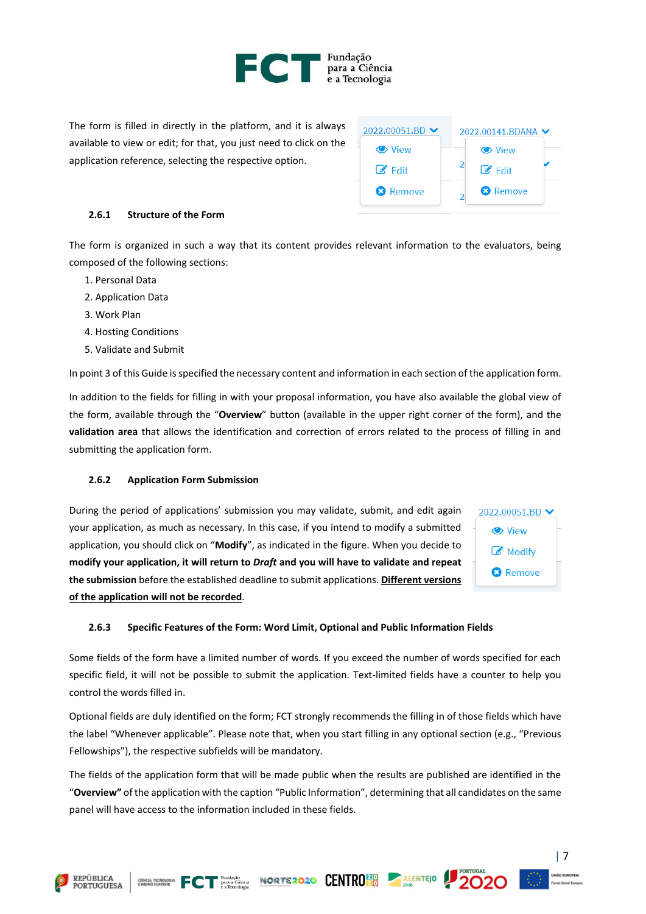The form is filled in directly in the platform, and it is always available to view or edit; for that, you just need to click on the application reference, selecting the respective option.

#### 2.6.1 Structure of the Form

The form is organized in such a way that its content provides relevant information to the evaluators, being composed of the following sections:

1. Personal Data
2. Application Data
3. Work Plan
4. Hosting Conditions
5. Validate and Submit

In point 3 of this Guide is specified the necessary content and information in each section of the application form.

In addition to the fields for filling in with your proposal information, you have also available the global view of the form, available through the "**Overview**" button (available in the upper right corner of the form), and the **validation area** that allows the identification and correction of errors related to the process of filling in and submitting the application form.

#### 2.6.2 Application Form Submission

During the period of applications' submission you may validate, submit, and edit again your application, as much as necessary. In this case, if you intend to modify a submitted application, you should click on "**Modify**", as indicated in the figure. When you decide to **modify your application, it will return to *Draft* and you will have to validate and repeat the submission** before the established deadline to submit applications. **<u>Different versions of the application will not be recorded</u>**.

#### 2.6.3 Specific Features of the Form: Word Limit, Optional and Public Information Fields

Some fields of the form have a limited number of words. If you exceed the number of words specified for each specific field, it will not be possible to submit the application. Text-limited fields have a counter to help you control the words filled in.

Optional fields are duly identified on the form; FCT strongly recommends the filling in of those fields which have the label "Whenever applicable". Please note that, when you start filling in any optional section (e.g., "Previous Fellowships"), the respective subfields will be mandatory.

The fields of the application form that will be made public when the results are published are identified in the "**Overview"** of the application with the caption "Public Information", determining that all candidates on the same panel will have access to the information included in these fields.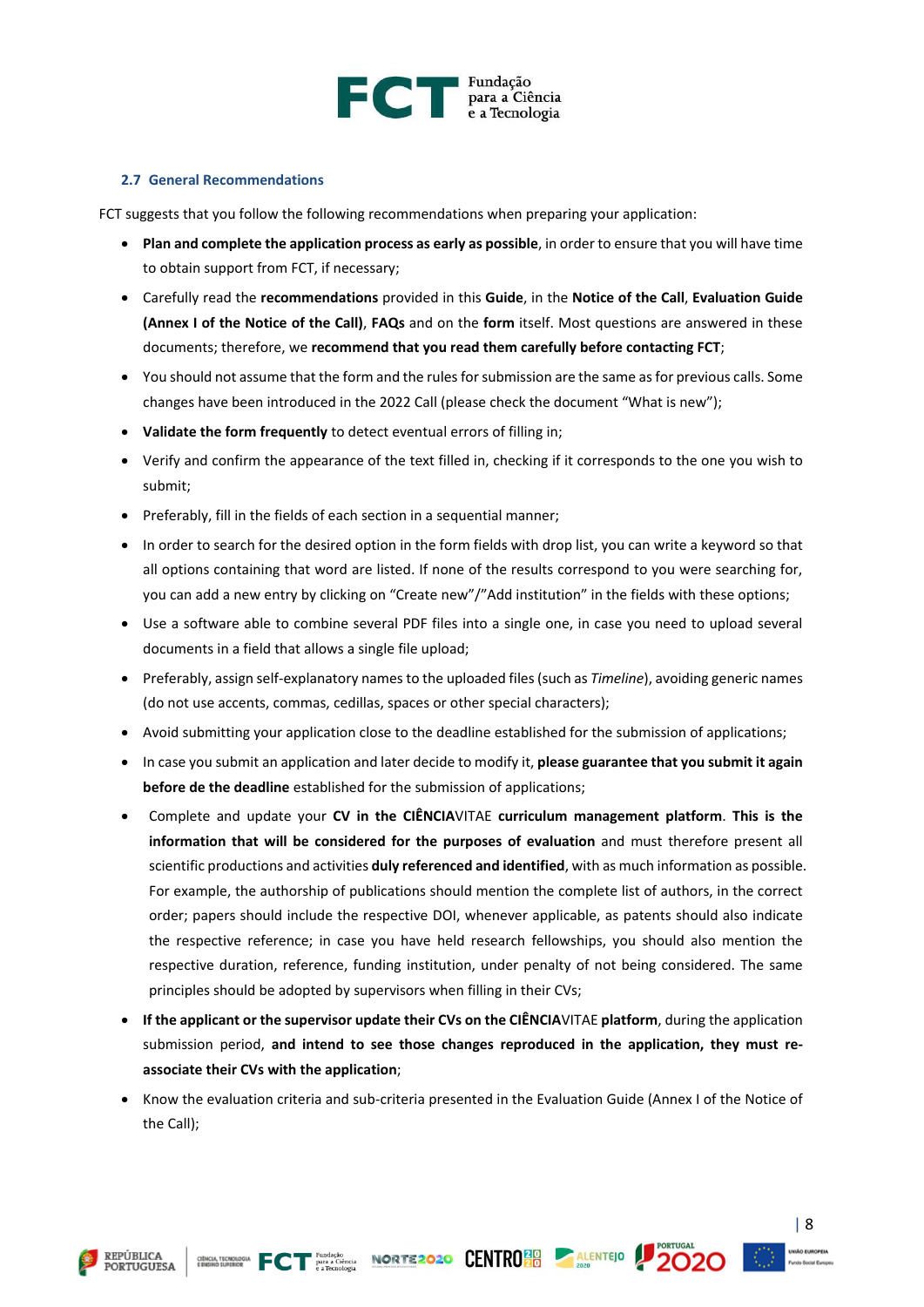### 2.7 General Recommendations

FCT suggests that you follow the following recommendations when preparing your application:

- **Plan and complete the application process as early as possible**, in order to ensure that you will have time to obtain support from FCT, if necessary;
- Carefully read the **recommendations** provided in this **Guide**, in the **Notice of the Call**, **Evaluation Guide (Annex I of the Notice of the Call)**, **FAQs** and on the **form** itself. Most questions are answered in these documents; therefore, we **recommend that you read them carefully before contacting FCT**;
- You should not assume that the form and the rules for submission are the same as for previous calls. Some changes have been introduced in the 2022 Call (please check the document "What is new");
- **Validate the form frequently** to detect eventual errors of filling in;
- Verify and confirm the appearance of the text filled in, checking if it corresponds to the one you wish to submit;
- Preferably, fill in the fields of each section in a sequential manner;
- In order to search for the desired option in the form fields with drop list, you can write a keyword so that all options containing that word are listed. If none of the results correspond to you were searching for, you can add a new entry by clicking on "Create new"/"Add institution" in the fields with these options;
- Use a software able to combine several PDF files into a single one, in case you need to upload several documents in a field that allows a single file upload;
- Preferably, assign self-explanatory names to the uploaded files (such as *Timeline*), avoiding generic names (do not use accents, commas, cedillas, spaces or other special characters);
- Avoid submitting your application close to the deadline established for the submission of applications;
- In case you submit an application and later decide to modify it, **please guarantee that you submit it again before de the deadline** established for the submission of applications;
- Complete and update your **CV in the CIÊNCIA**VITAE **curriculum management platform**. **This is the information that will be considered for the purposes of evaluation** and must therefore present all scientific productions and activities **duly referenced and identified**, with as much information as possible. For example, the authorship of publications should mention the complete list of authors, in the correct order; papers should include the respective DOI, whenever applicable, as patents should also indicate the respective reference; in case you have held research fellowships, you should also mention the respective duration, reference, funding institution, under penalty of not being considered. The same principles should be adopted by supervisors when filling in their CVs;
- **If the applicant or the supervisor update their CVs on the CIÊNCIA**VITAE **platform**, during the application submission period, **and intend to see those changes reproduced in the application, they must re-associate their CVs with the application**;
- Know the evaluation criteria and sub-criteria presented in the Evaluation Guide (Annex I of the Notice of the Call);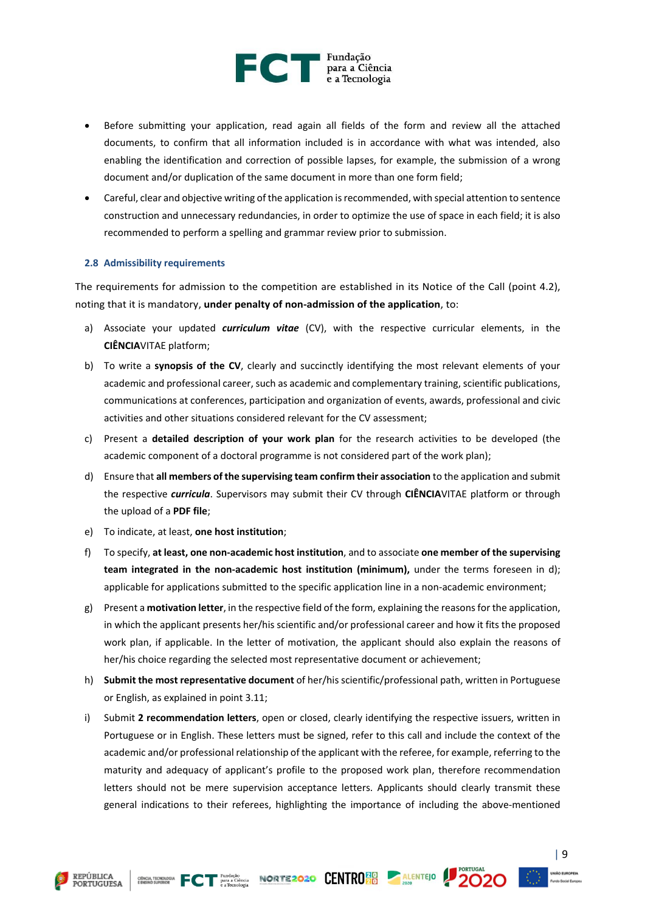- Before submitting your application, read again all fields of the form and review all the attached documents, to confirm that all information included is in accordance with what was intended, also enabling the identification and correction of possible lapses, for example, the submission of a wrong document and/or duplication of the same document in more than one form field;
- Careful, clear and objective writing of the application is recommended, with special attention to sentence construction and unnecessary redundancies, in order to optimize the use of space in each field; it is also recommended to perform a spelling and grammar review prior to submission.

### 2.8 Admissibility requirements

The requirements for admission to the competition are established in its Notice of the Call (point 4.2), noting that it is mandatory, **under penalty of non-admission of the application**, to:

a) Associate your updated ***curriculum vitae*** (CV), with the respective curricular elements, in the **CIÊNCIA**VITAE platform;

b) To write a **synopsis of the CV**, clearly and succinctly identifying the most relevant elements of your academic and professional career, such as academic and complementary training, scientific publications, communications at conferences, participation and organization of events, awards, professional and civic activities and other situations considered relevant for the CV assessment;

c) Present a **detailed description of your work plan** for the research activities to be developed (the academic component of a doctoral programme is not considered part of the work plan);

d) Ensure that **all members of the supervising team confirm their association** to the application and submit the respective ***curricula***. Supervisors may submit their CV through **CIÊNCIA**VITAE platform or through the upload of a **PDF file**;

e) To indicate, at least, **one host institution**;

f) To specify, **at least, one non-academic host institution**, and to associate **one member of the supervising team integrated in the non-academic host institution (minimum),** under the terms foreseen in d); applicable for applications submitted to the specific application line in a non-academic environment;

g) Present a **motivation letter**, in the respective field of the form, explaining the reasons for the application, in which the applicant presents her/his scientific and/or professional career and how it fits the proposed work plan, if applicable. In the letter of motivation, the applicant should also explain the reasons of her/his choice regarding the selected most representative document or achievement;

h) **Submit the most representative document** of her/his scientific/professional path, written in Portuguese or English, as explained in point 3.11;

i) Submit **2 recommendation letters**, open or closed, clearly identifying the respective issuers, written in Portuguese or in English. These letters must be signed, refer to this call and include the context of the academic and/or professional relationship of the applicant with the referee, for example, referring to the maturity and adequacy of applicant's profile to the proposed work plan, therefore recommendation letters should not be mere supervision acceptance letters. Applicants should clearly transmit these general indications to their referees, highlighting the importance of including the above-mentioned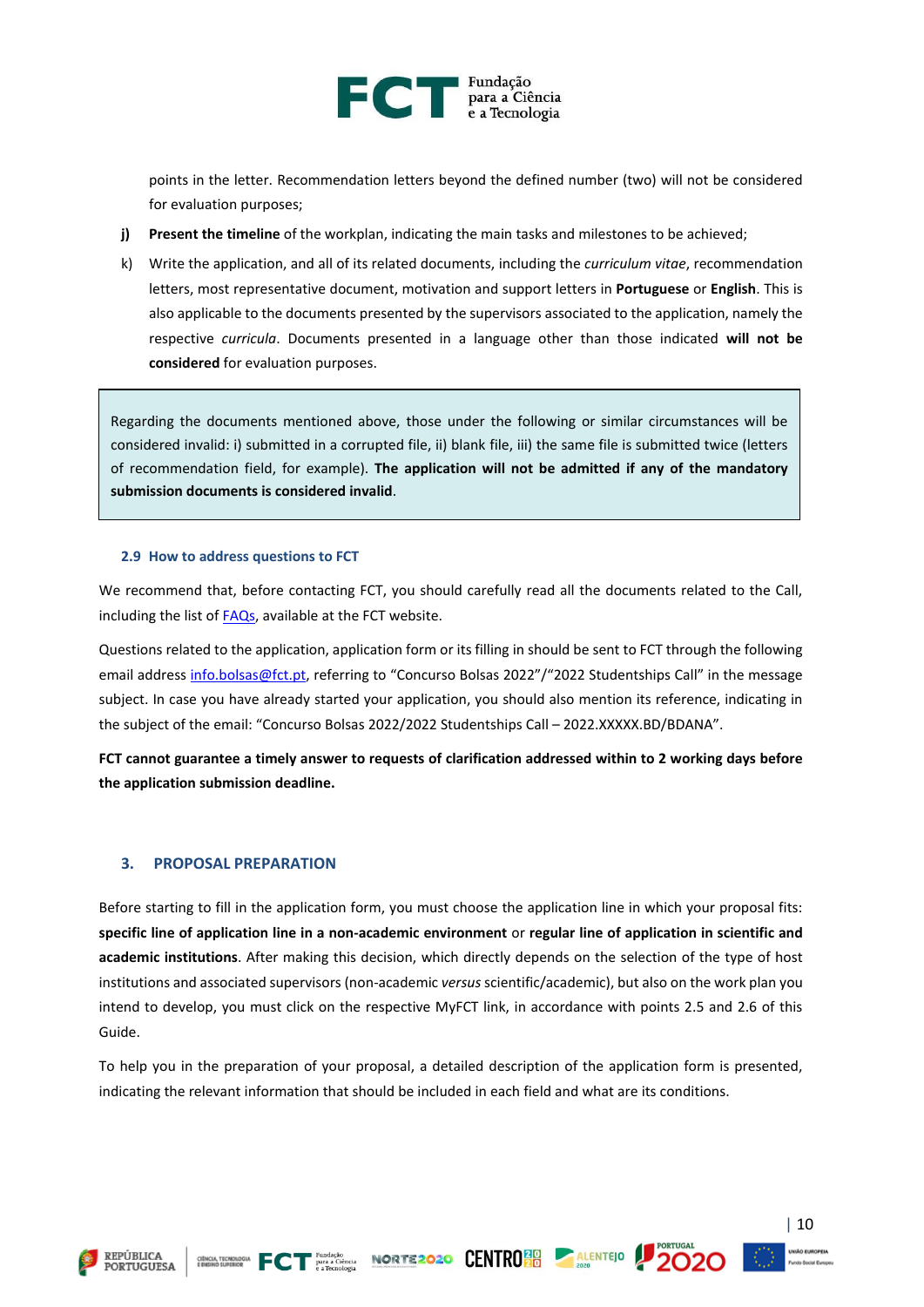points in the letter. Recommendation letters beyond the defined number (two) will not be considered for evaluation purposes;

j) **Present the timeline** of the workplan, indicating the main tasks and milestones to be achieved;

k) Write the application, and all of its related documents, including the *curriculum vitae*, recommendation letters, most representative document, motivation and support letters in **Portuguese** or **English**. This is also applicable to the documents presented by the supervisors associated to the application, namely the respective *curricula*. Documents presented in a language other than those indicated **will not be considered** for evaluation purposes.

> Regarding the documents mentioned above, those under the following or similar circumstances will be considered invalid: i) submitted in a corrupted file, ii) blank file, iii) the same file is submitted twice (letters of recommendation field, for example). **The application will not be admitted if any of the mandatory submission documents is considered invalid**.

### 2.9 How to address questions to FCT

We recommend that, before contacting FCT, you should carefully read all the documents related to the Call, including the list of FAQs, available at the FCT website.

Questions related to the application, application form or its filling in should be sent to FCT through the following email address info.bolsas@fct.pt, referring to "Concurso Bolsas 2022"/"2022 Studentships Call" in the message subject. In case you have already started your application, you should also mention its reference, indicating in the subject of the email: "Concurso Bolsas 2022/2022 Studentships Call – 2022.XXXXX.BD/BDANA".

**FCT cannot guarantee a timely answer to requests of clarification addressed within to 2 working days before the application submission deadline.**

## 3. PROPOSAL PREPARATION

Before starting to fill in the application form, you must choose the application line in which your proposal fits: **specific line of application line in a non-academic environment** or **regular line of application in scientific and academic institutions**. After making this decision, which directly depends on the selection of the type of host institutions and associated supervisors (non-academic *versus* scientific/academic), but also on the work plan you intend to develop, you must click on the respective MyFCT link, in accordance with points 2.5 and 2.6 of this Guide.

To help you in the preparation of your proposal, a detailed description of the application form is presented, indicating the relevant information that should be included in each field and what are its conditions.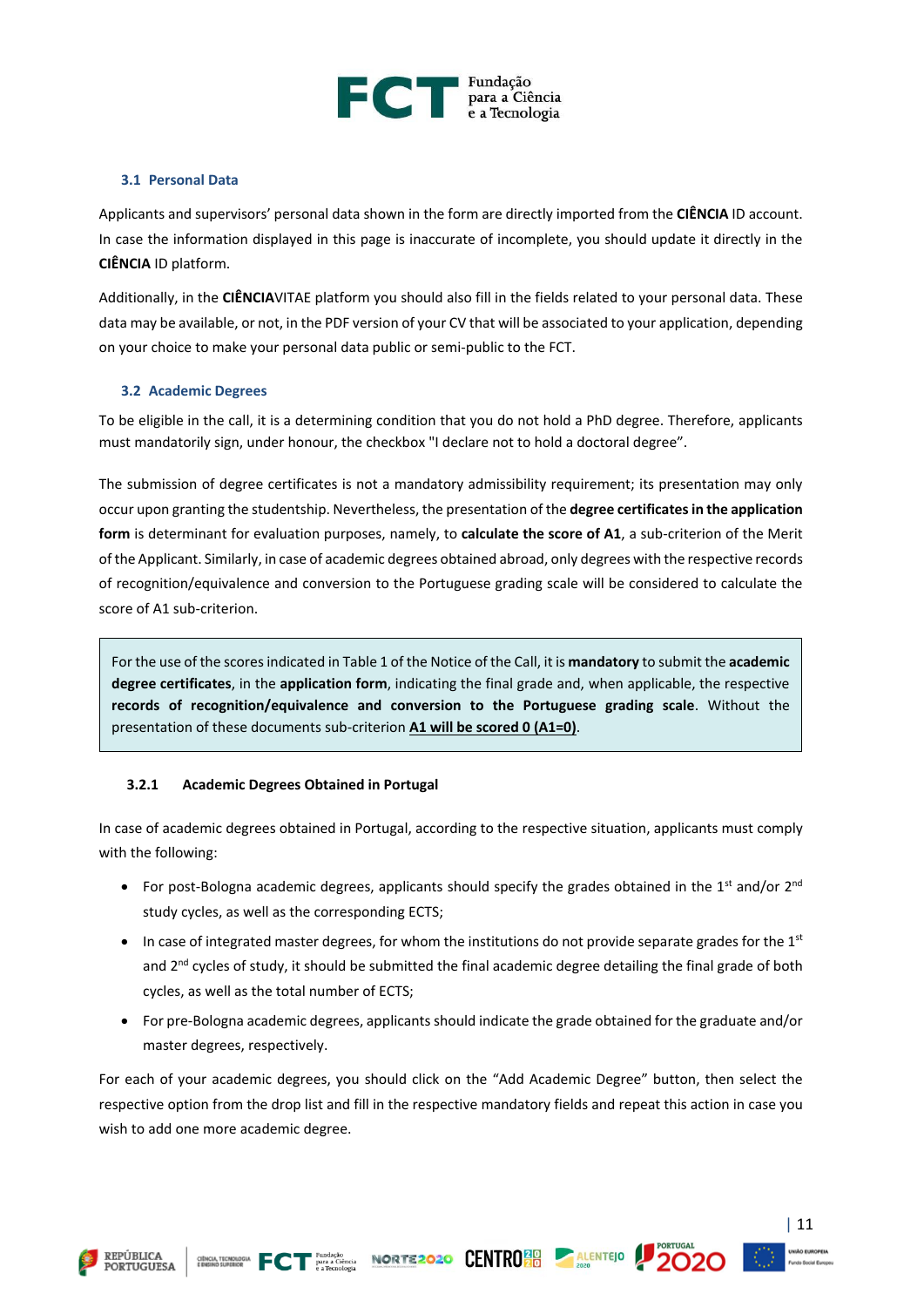### 3.1 Personal Data

Applicants and supervisors' personal data shown in the form are directly imported from the **CIÊNCIA** ID account. In case the information displayed in this page is inaccurate of incomplete, you should update it directly in the **CIÊNCIA** ID platform.

Additionally, in the **CIÊNCIA**VITAE platform you should also fill in the fields related to your personal data. These data may be available, or not, in the PDF version of your CV that will be associated to your application, depending on your choice to make your personal data public or semi-public to the FCT.

### 3.2 Academic Degrees

To be eligible in the call, it is a determining condition that you do not hold a PhD degree. Therefore, applicants must mandatorily sign, under honour, the checkbox "I declare not to hold a doctoral degree".

The submission of degree certificates is not a mandatory admissibility requirement; its presentation may only occur upon granting the studentship. Nevertheless, the presentation of the **degree certificates in the application form** is determinant for evaluation purposes, namely, to **calculate the score of A1**, a sub-criterion of the Merit of the Applicant. Similarly, in case of academic degrees obtained abroad, only degrees with the respective records of recognition/equivalence and conversion to the Portuguese grading scale will be considered to calculate the score of A1 sub-criterion.

> For the use of the scores indicated in Table 1 of the Notice of the Call, it is **mandatory** to submit the **academic degree certificates**, in the **application form**, indicating the final grade and, when applicable, the respective **records of recognition/equivalence and conversion to the Portuguese grading scale**. Without the presentation of these documents sub-criterion **A1 will be scored 0 (A1=0)**.

#### 3.2.1 Academic Degrees Obtained in Portugal

In case of academic degrees obtained in Portugal, according to the respective situation, applicants must comply with the following:

- For post-Bologna academic degrees, applicants should specify the grades obtained in the 1st and/or 2nd study cycles, as well as the corresponding ECTS;
- In case of integrated master degrees, for whom the institutions do not provide separate grades for the 1st and 2nd cycles of study, it should be submitted the final academic degree detailing the final grade of both cycles, as well as the total number of ECTS;
- For pre-Bologna academic degrees, applicants should indicate the grade obtained for the graduate and/or master degrees, respectively.

For each of your academic degrees, you should click on the "Add Academic Degree" button, then select the respective option from the drop list and fill in the respective mandatory fields and repeat this action in case you wish to add one more academic degree.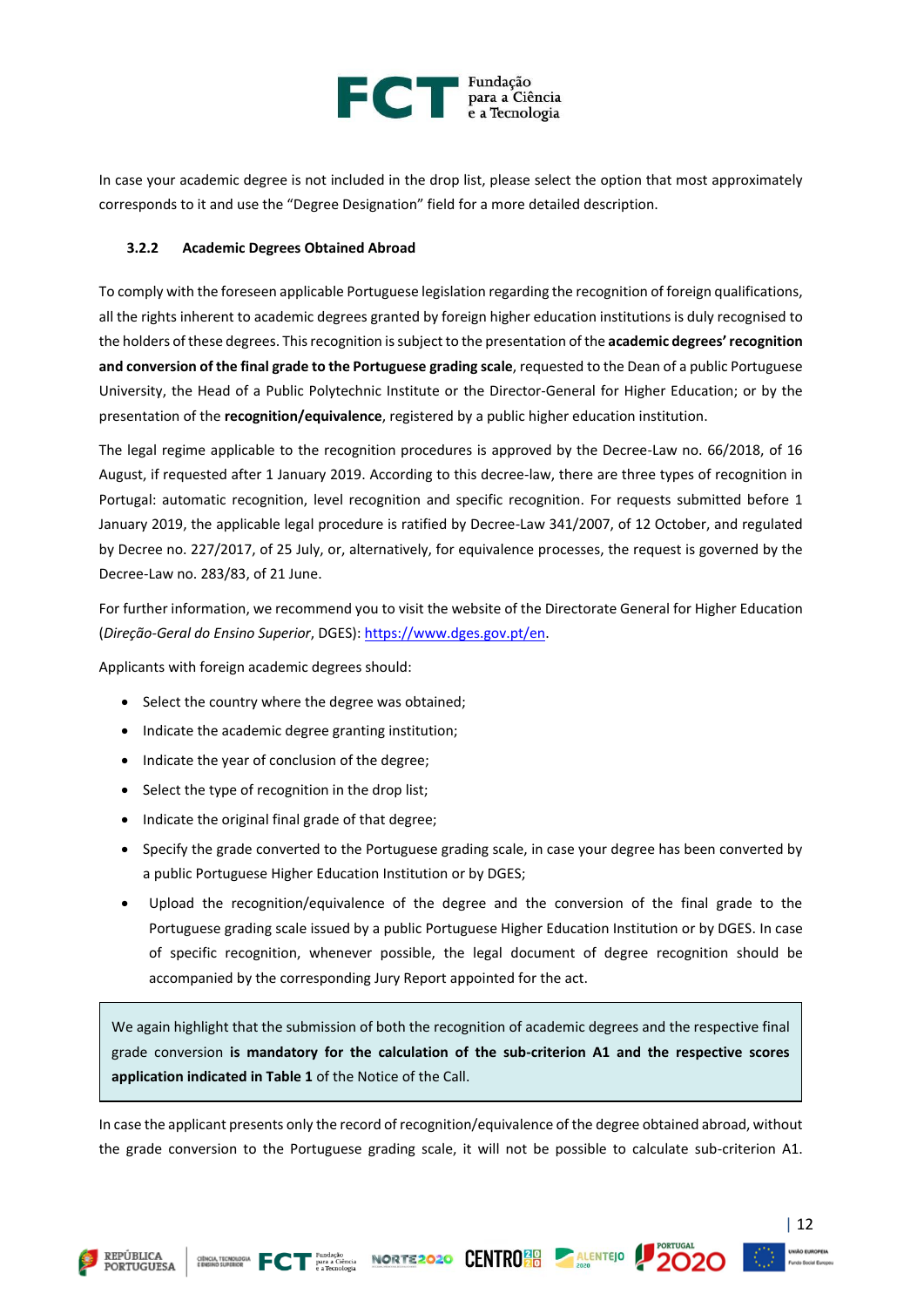In case your academic degree is not included in the drop list, please select the option that most approximately corresponds to it and use the “Degree Designation” field for a more detailed description.

### 3.2.2 Academic Degrees Obtained Abroad

To comply with the foreseen applicable Portuguese legislation regarding the recognition of foreign qualifications, all the rights inherent to academic degrees granted by foreign higher education institutions is duly recognised to the holders of these degrees. This recognition is subject to the presentation of the **academic degrees’ recognition and conversion of the final grade to the Portuguese grading scale**, requested to the Dean of a public Portuguese University, the Head of a Public Polytechnic Institute or the Director-General for Higher Education; or by the presentation of the **recognition/equivalence**, registered by a public higher education institution.

The legal regime applicable to the recognition procedures is approved by the Decree-Law no. 66/2018, of 16 August, if requested after 1 January 2019. According to this decree-law, there are three types of recognition in Portugal: automatic recognition, level recognition and specific recognition. For requests submitted before 1 January 2019, the applicable legal procedure is ratified by Decree-Law 341/2007, of 12 October, and regulated by Decree no. 227/2017, of 25 July, or, alternatively, for equivalence processes, the request is governed by the Decree-Law no. 283/83, of 21 June.

For further information, we recommend you to visit the website of the Directorate General for Higher Education (*Direção-Geral do Ensino Superior*, DGES): https://www.dges.gov.pt/en.

Applicants with foreign academic degrees should:

- Select the country where the degree was obtained;
- Indicate the academic degree granting institution;
- Indicate the year of conclusion of the degree;
- Select the type of recognition in the drop list;
- Indicate the original final grade of that degree;
- Specify the grade converted to the Portuguese grading scale, in case your degree has been converted by a public Portuguese Higher Education Institution or by DGES;
- Upload the recognition/equivalence of the degree and the conversion of the final grade to the Portuguese grading scale issued by a public Portuguese Higher Education Institution or by DGES. In case of specific recognition, whenever possible, the legal document of degree recognition should be accompanied by the corresponding Jury Report appointed for the act.

> We again highlight that the submission of both the recognition of academic degrees and the respective final grade conversion **is mandatory for the calculation of the sub-criterion A1 and the respective scores application indicated in Table 1** of the Notice of the Call.

In case the applicant presents only the record of recognition/equivalence of the degree obtained abroad, without the grade conversion to the Portuguese grading scale, it will not be possible to calculate sub-criterion A1.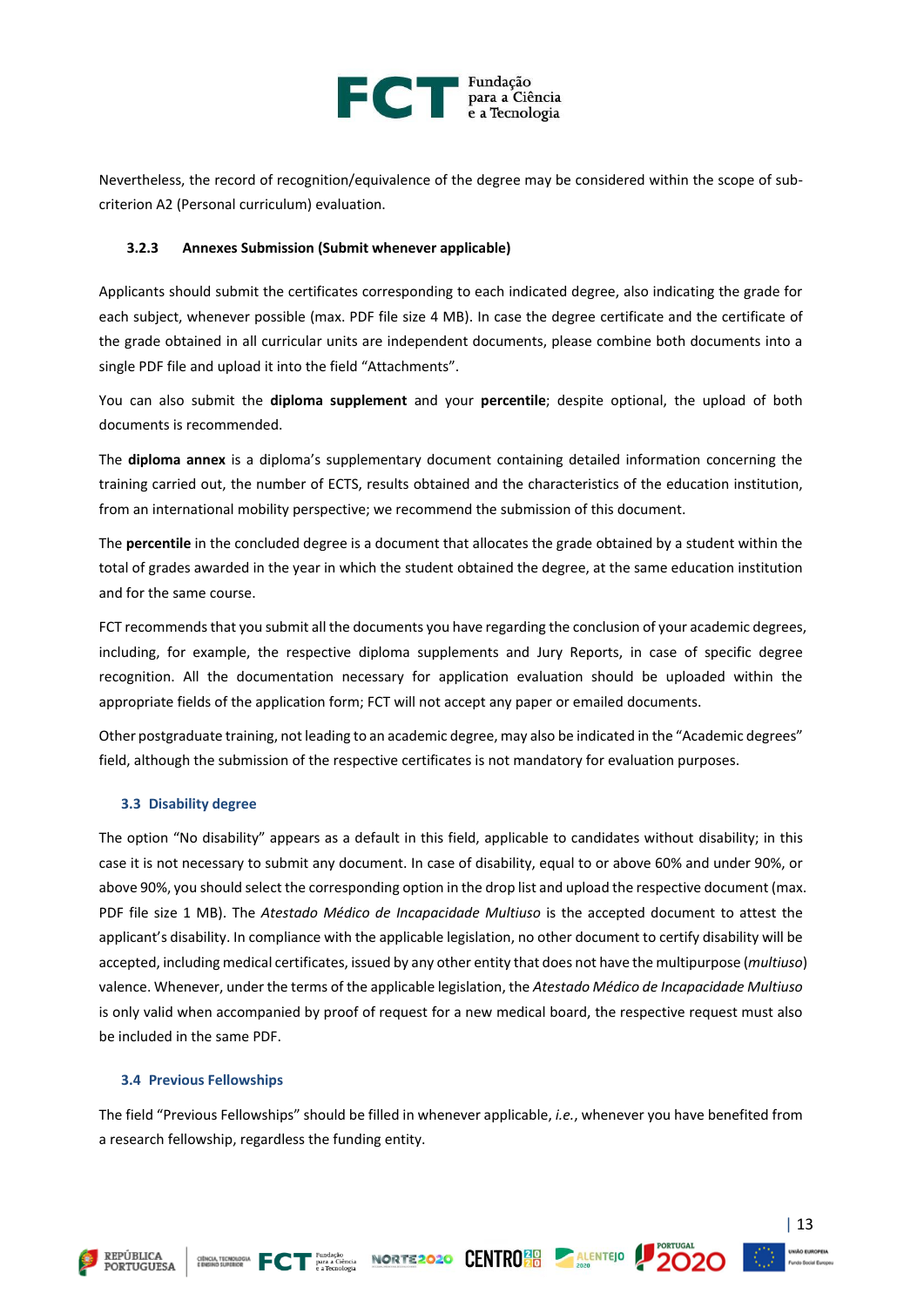Nevertheless, the record of recognition/equivalence of the degree may be considered within the scope of sub-criterion A2 (Personal curriculum) evaluation.

#### 3.2.3 Annexes Submission (Submit whenever applicable)

Applicants should submit the certificates corresponding to each indicated degree, also indicating the grade for each subject, whenever possible (max. PDF file size 4 MB). In case the degree certificate and the certificate of the grade obtained in all curricular units are independent documents, please combine both documents into a single PDF file and upload it into the field "Attachments".

You can also submit the **diploma supplement** and your **percentile**; despite optional, the upload of both documents is recommended.

The **diploma annex** is a diploma's supplementary document containing detailed information concerning the training carried out, the number of ECTS, results obtained and the characteristics of the education institution, from an international mobility perspective; we recommend the submission of this document.

The **percentile** in the concluded degree is a document that allocates the grade obtained by a student within the total of grades awarded in the year in which the student obtained the degree, at the same education institution and for the same course.

FCT recommends that you submit all the documents you have regarding the conclusion of your academic degrees, including, for example, the respective diploma supplements and Jury Reports, in case of specific degree recognition. All the documentation necessary for application evaluation should be uploaded within the appropriate fields of the application form; FCT will not accept any paper or emailed documents.

Other postgraduate training, not leading to an academic degree, may also be indicated in the "Academic degrees" field, although the submission of the respective certificates is not mandatory for evaluation purposes.

### 3.3 Disability degree

The option "No disability" appears as a default in this field, applicable to candidates without disability; in this case it is not necessary to submit any document. In case of disability, equal to or above 60% and under 90%, or above 90%, you should select the corresponding option in the drop list and upload the respective document (max. PDF file size 1 MB). The *Atestado Médico de Incapacidade Multiuso* is the accepted document to attest the applicant's disability. In compliance with the applicable legislation, no other document to certify disability will be accepted, including medical certificates, issued by any other entity that does not have the multipurpose (*multiuso*) valence. Whenever, under the terms of the applicable legislation, the *Atestado Médico de Incapacidade Multiuso* is only valid when accompanied by proof of request for a new medical board, the respective request must also be included in the same PDF.

### 3.4 Previous Fellowships

The field "Previous Fellowships" should be filled in whenever applicable, *i.e.*, whenever you have benefited from a research fellowship, regardless the funding entity.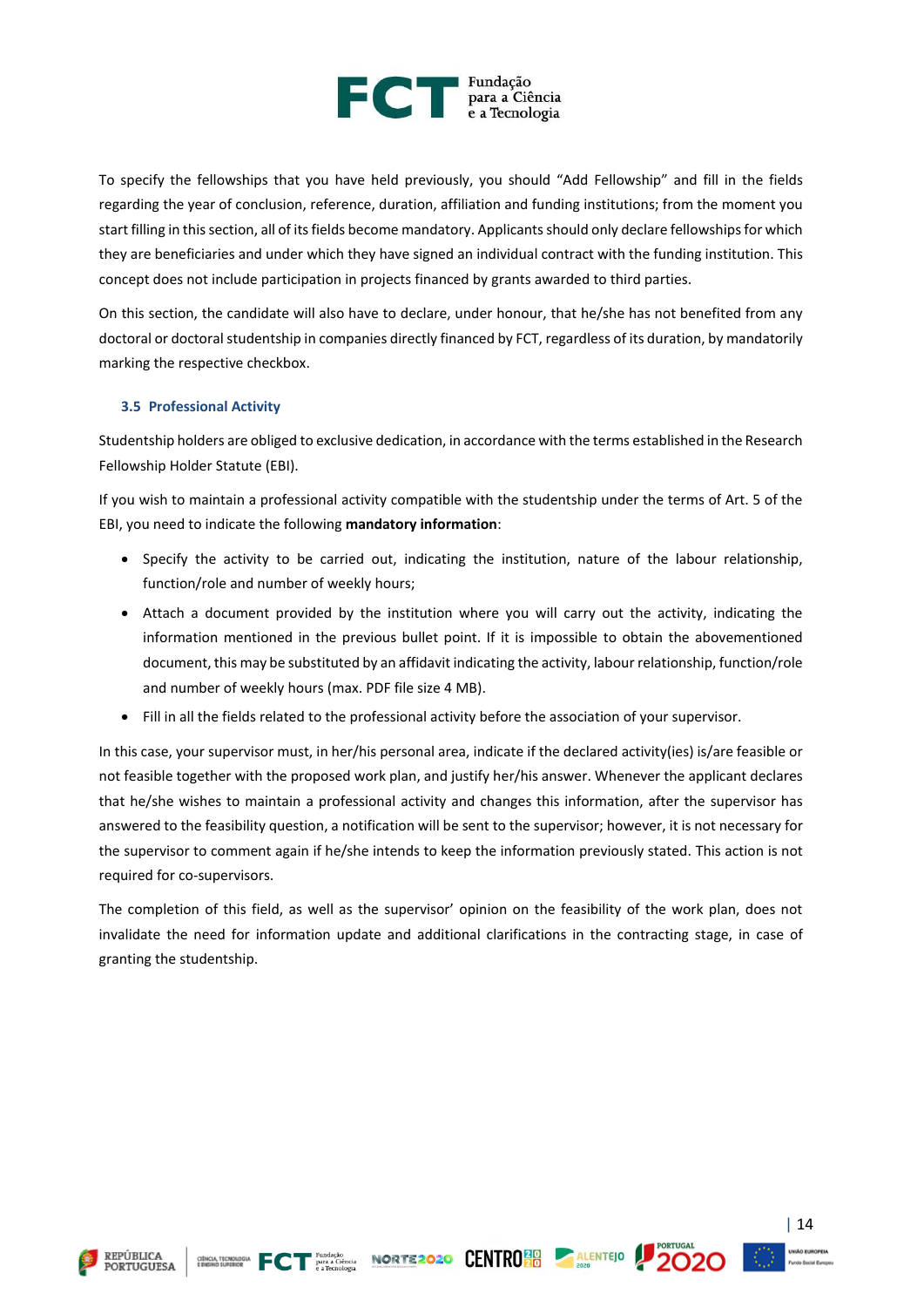To specify the fellowships that you have held previously, you should "Add Fellowship" and fill in the fields regarding the year of conclusion, reference, duration, affiliation and funding institutions; from the moment you start filling in this section, all of its fields become mandatory. Applicants should only declare fellowships for which they are beneficiaries and under which they have signed an individual contract with the funding institution. This concept does not include participation in projects financed by grants awarded to third parties.

On this section, the candidate will also have to declare, under honour, that he/she has not benefited from any doctoral or doctoral studentship in companies directly financed by FCT, regardless of its duration, by mandatorily marking the respective checkbox.

### 3.5 Professional Activity

Studentship holders are obliged to exclusive dedication, in accordance with the terms established in the Research Fellowship Holder Statute (EBI).

If you wish to maintain a professional activity compatible with the studentship under the terms of Art. 5 of the EBI, you need to indicate the following **mandatory information**:

- Specify the activity to be carried out, indicating the institution, nature of the labour relationship, function/role and number of weekly hours;
- Attach a document provided by the institution where you will carry out the activity, indicating the information mentioned in the previous bullet point. If it is impossible to obtain the abovementioned document, this may be substituted by an affidavit indicating the activity, labour relationship, function/role and number of weekly hours (max. PDF file size 4 MB).
- Fill in all the fields related to the professional activity before the association of your supervisor.

In this case, your supervisor must, in her/his personal area, indicate if the declared activity(ies) is/are feasible or not feasible together with the proposed work plan, and justify her/his answer. Whenever the applicant declares that he/she wishes to maintain a professional activity and changes this information, after the supervisor has answered to the feasibility question, a notification will be sent to the supervisor; however, it is not necessary for the supervisor to comment again if he/she intends to keep the information previously stated. This action is not required for co-supervisors.

The completion of this field, as well as the supervisor' opinion on the feasibility of the work plan, does not invalidate the need for information update and additional clarifications in the contracting stage, in case of granting the studentship.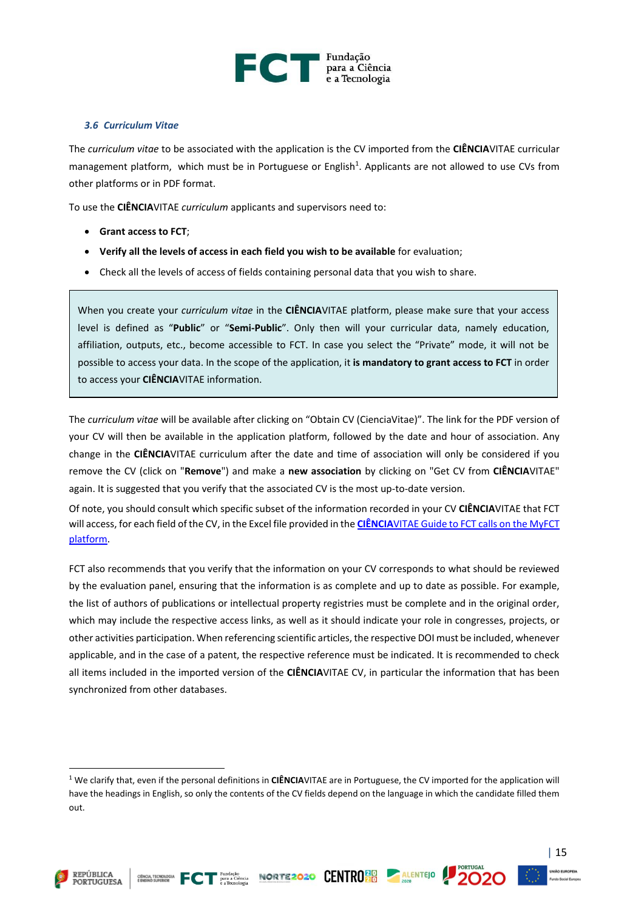### *3.6 Curriculum Vitae*

The *curriculum vitae* to be associated with the application is the CV imported from the **CIÊNCIA**VITAE curricular management platform, which must be in Portuguese or English[1]. Applicants are not allowed to use CVs from other platforms or in PDF format.

To use the **CIÊNCIA**VITAE *curriculum* applicants and supervisors need to:

- **Grant access to FCT**;
- **Verify all the levels of access in each field you wish to be available** for evaluation;
- Check all the levels of access of fields containing personal data that you wish to share.

> When you create your *curriculum vitae* in the **CIÊNCIA**VITAE platform, please make sure that your access level is defined as "**Public**" or "**Semi-Public**". Only then will your curricular data, namely education, affiliation, outputs, etc., become accessible to FCT. In case you select the "Private" mode, it will not be possible to access your data. In the scope of the application, it **is mandatory to grant access to FCT** in order to access your **CIÊNCIA**VITAE information.

The *curriculum vitae* will be available after clicking on "Obtain CV (CienciaVitae)". The link for the PDF version of your CV will then be available in the application platform, followed by the date and hour of association. Any change in the **CIÊNCIA**VITAE curriculum after the date and time of association will only be considered if you remove the CV (click on "**Remove**") and make a **new association** by clicking on "Get CV from **CIÊNCIA**VITAE" again. It is suggested that you verify that the associated CV is the most up-to-date version.

Of note, you should consult which specific subset of the information recorded in your CV **CIÊNCIA**VITAE that FCT will access, for each field of the CV, in the Excel file provided in the [**CIÊNCIA**VITAE Guide to FCT calls on the MyFCT platform](#).

FCT also recommends that you verify that the information on your CV corresponds to what should be reviewed by the evaluation panel, ensuring that the information is as complete and up to date as possible. For example, the list of authors of publications or intellectual property registries must be complete and in the original order, which may include the respective access links, as well as it should indicate your role in congresses, projects, or other activities participation. When referencing scientific articles, the respective DOI must be included, whenever applicable, and in the case of a patent, the respective reference must be indicated. It is recommended to check all items included in the imported version of the **CIÊNCIA**VITAE CV, in particular the information that has been synchronized from other databases.

---

[1] We clarify that, even if the personal definitions in **CIÊNCIA**VITAE are in Portuguese, the CV imported for the application will have the headings in English, so only the contents of the CV fields depend on the language in which the candidate filled them out.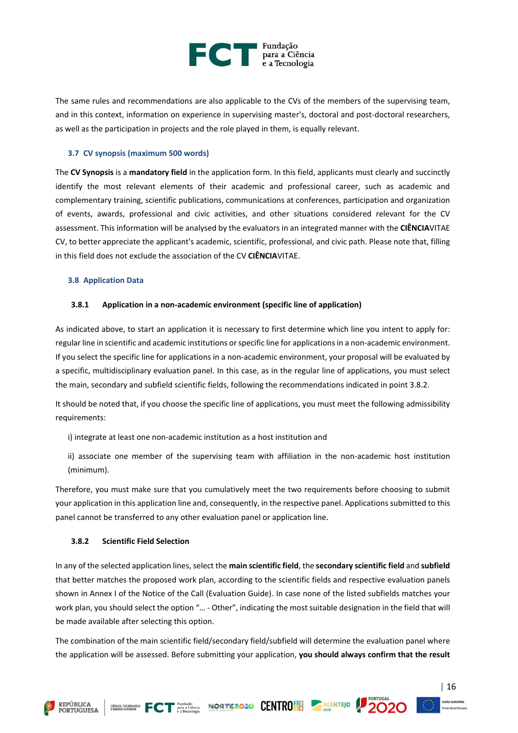The same rules and recommendations are also applicable to the CVs of the members of the supervising team, and in this context, information on experience in supervising master's, doctoral and post-doctoral researchers, as well as the participation in projects and the role played in them, is equally relevant.

### 3.7 CV synopsis (maximum 500 words)

The **CV Synopsis** is a **mandatory field** in the application form. In this field, applicants must clearly and succinctly identify the most relevant elements of their academic and professional career, such as academic and complementary training, scientific publications, communications at conferences, participation and organization of events, awards, professional and civic activities, and other situations considered relevant for the CV assessment. This information will be analysed by the evaluators in an integrated manner with the **CIÊNCIA**VITAE CV, to better appreciate the applicant's academic, scientific, professional, and civic path. Please note that, filling in this field does not exclude the association of the CV **CIÊNCIA**VITAE.

### 3.8 Application Data

#### 3.8.1 Application in a non-academic environment (specific line of application)

As indicated above, to start an application it is necessary to first determine which line you intend to apply for: regular line in scientific and academic institutions or specific line for applications in a non-academic environment. If you select the specific line for applications in a non-academic environment, your proposal will be evaluated by a specific, multidisciplinary evaluation panel. In this case, as in the regular line of applications, you must select the main, secondary and subfield scientific fields, following the recommendations indicated in point 3.8.2.

It should be noted that, if you choose the specific line of applications, you must meet the following admissibility requirements:

i) integrate at least one non-academic institution as a host institution and

ii) associate one member of the supervising team with affiliation in the non-academic host institution (minimum).

Therefore, you must make sure that you cumulatively meet the two requirements before choosing to submit your application in this application line and, consequently, in the respective panel. Applications submitted to this panel cannot be transferred to any other evaluation panel or application line.

#### 3.8.2 Scientific Field Selection

In any of the selected application lines, select the **main scientific field**, the **secondary scientific field** and **subfield** that better matches the proposed work plan, according to the scientific fields and respective evaluation panels shown in Annex I of the Notice of the Call (Evaluation Guide). In case none of the listed subfields matches your work plan, you should select the option "… - Other", indicating the most suitable designation in the field that will be made available after selecting this option.

The combination of the main scientific field/secondary field/subfield will determine the evaluation panel where the application will be assessed. Before submitting your application, **you should always confirm that the result**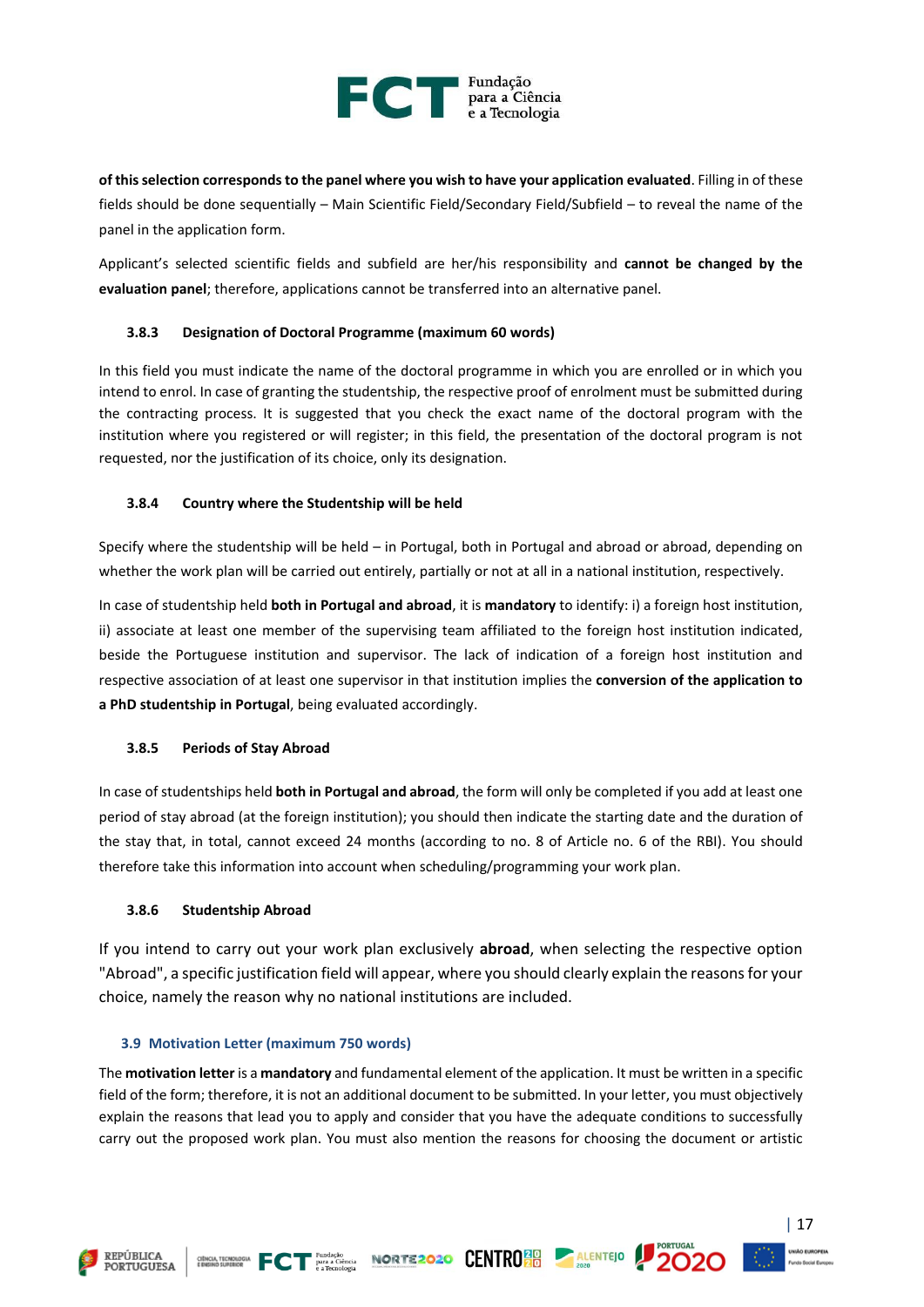**of this selection corresponds to the panel where you wish to have your application evaluated**. Filling in of these fields should be done sequentially – Main Scientific Field/Secondary Field/Subfield – to reveal the name of the panel in the application form.

Applicant's selected scientific fields and subfield are her/his responsibility and **cannot be changed by the evaluation panel**; therefore, applications cannot be transferred into an alternative panel.

#### 3.8.3 Designation of Doctoral Programme (maximum 60 words)

In this field you must indicate the name of the doctoral programme in which you are enrolled or in which you intend to enrol. In case of granting the studentship, the respective proof of enrolment must be submitted during the contracting process. It is suggested that you check the exact name of the doctoral program with the institution where you registered or will register; in this field, the presentation of the doctoral program is not requested, nor the justification of its choice, only its designation.

#### 3.8.4 Country where the Studentship will be held

Specify where the studentship will be held – in Portugal, both in Portugal and abroad or abroad, depending on whether the work plan will be carried out entirely, partially or not at all in a national institution, respectively.

In case of studentship held **both in Portugal and abroad**, it is **mandatory** to identify: i) a foreign host institution, ii) associate at least one member of the supervising team affiliated to the foreign host institution indicated, beside the Portuguese institution and supervisor. The lack of indication of a foreign host institution and respective association of at least one supervisor in that institution implies the **conversion of the application to a PhD studentship in Portugal**, being evaluated accordingly.

#### 3.8.5 Periods of Stay Abroad

In case of studentships held **both in Portugal and abroad**, the form will only be completed if you add at least one period of stay abroad (at the foreign institution); you should then indicate the starting date and the duration of the stay that, in total, cannot exceed 24 months (according to no. 8 of Article no. 6 of the RBI). You should therefore take this information into account when scheduling/programming your work plan.

#### 3.8.6 Studentship Abroad

If you intend to carry out your work plan exclusively **abroad**, when selecting the respective option "Abroad", a specific justification field will appear, where you should clearly explain the reasons for your choice, namely the reason why no national institutions are included.

### 3.9 Motivation Letter (maximum 750 words)

The **motivation letter** is a **mandatory** and fundamental element of the application. It must be written in a specific field of the form; therefore, it is not an additional document to be submitted. In your letter, you must objectively explain the reasons that lead you to apply and consider that you have the adequate conditions to successfully carry out the proposed work plan. You must also mention the reasons for choosing the document or artistic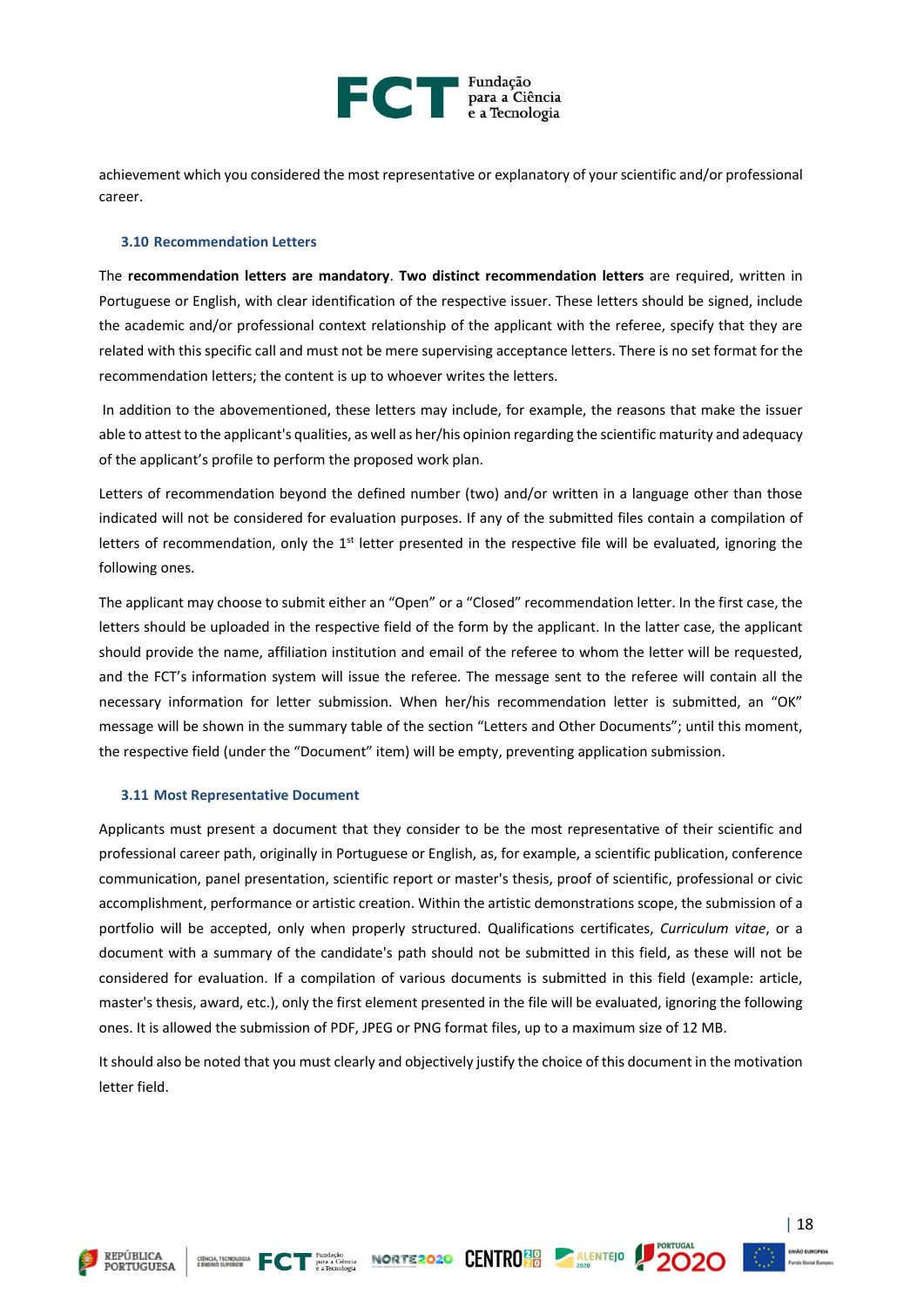achievement which you considered the most representative or explanatory of your scientific and/or professional career.

### 3.10 Recommendation Letters

The **recommendation letters are mandatory**. **Two distinct recommendation letters** are required, written in Portuguese or English, with clear identification of the respective issuer. These letters should be signed, include the academic and/or professional context relationship of the applicant with the referee, specify that they are related with this specific call and must not be mere supervising acceptance letters. There is no set format for the recommendation letters; the content is up to whoever writes the letters.

In addition to the abovementioned, these letters may include, for example, the reasons that make the issuer able to attest to the applicant's qualities, as well as her/his opinion regarding the scientific maturity and adequacy of the applicant's profile to perform the proposed work plan.

Letters of recommendation beyond the defined number (two) and/or written in a language other than those indicated will not be considered for evaluation purposes. If any of the submitted files contain a compilation of letters of recommendation, only the 1st letter presented in the respective file will be evaluated, ignoring the following ones.

The applicant may choose to submit either an "Open" or a "Closed" recommendation letter. In the first case, the letters should be uploaded in the respective field of the form by the applicant. In the latter case, the applicant should provide the name, affiliation institution and email of the referee to whom the letter will be requested, and the FCT's information system will issue the referee. The message sent to the referee will contain all the necessary information for letter submission. When her/his recommendation letter is submitted, an "OK" message will be shown in the summary table of the section "Letters and Other Documents"; until this moment, the respective field (under the "Document" item) will be empty, preventing application submission.

### 3.11 Most Representative Document

Applicants must present a document that they consider to be the most representative of their scientific and professional career path, originally in Portuguese or English, as, for example, a scientific publication, conference communication, panel presentation, scientific report or master's thesis, proof of scientific, professional or civic accomplishment, performance or artistic creation. Within the artistic demonstrations scope, the submission of a portfolio will be accepted, only when properly structured. Qualifications certificates, *Curriculum vitae*, or a document with a summary of the candidate's path should not be submitted in this field, as these will not be considered for evaluation. If a compilation of various documents is submitted in this field (example: article, master's thesis, award, etc.), only the first element presented in the file will be evaluated, ignoring the following ones. It is allowed the submission of PDF, JPEG or PNG format files, up to a maximum size of 12 MB.

It should also be noted that you must clearly and objectively justify the choice of this document in the motivation letter field.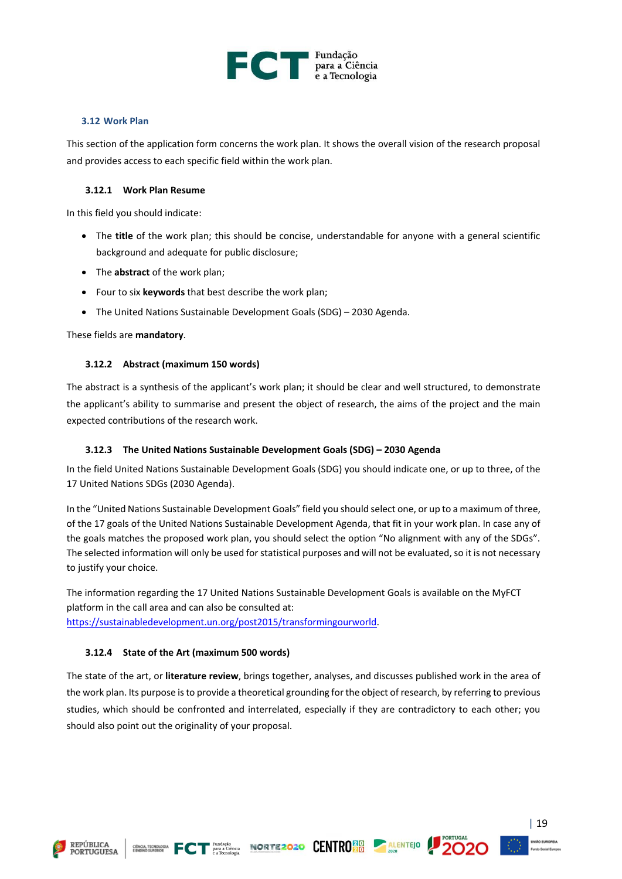## 3.12 Work Plan

This section of the application form concerns the work plan. It shows the overall vision of the research proposal and provides access to each specific field within the work plan.

### 3.12.1 Work Plan Resume

In this field you should indicate:

- The **title** of the work plan; this should be concise, understandable for anyone with a general scientific background and adequate for public disclosure;
- The **abstract** of the work plan;
- Four to six **keywords** that best describe the work plan;
- The United Nations Sustainable Development Goals (SDG) – 2030 Agenda.

These fields are **mandatory**.

### 3.12.2 Abstract (maximum 150 words)

The abstract is a synthesis of the applicant's work plan; it should be clear and well structured, to demonstrate the applicant's ability to summarise and present the object of research, the aims of the project and the main expected contributions of the research work.

### 3.12.3 The United Nations Sustainable Development Goals (SDG) – 2030 Agenda

In the field United Nations Sustainable Development Goals (SDG) you should indicate one, or up to three, of the 17 United Nations SDGs (2030 Agenda).

In the "United Nations Sustainable Development Goals" field you should select one, or up to a maximum of three, of the 17 goals of the United Nations Sustainable Development Agenda, that fit in your work plan. In case any of the goals matches the proposed work plan, you should select the option "No alignment with any of the SDGs". The selected information will only be used for statistical purposes and will not be evaluated, so it is not necessary to justify your choice.

The information regarding the 17 United Nations Sustainable Development Goals is available on the MyFCT platform in the call area and can also be consulted at: https://sustainabledevelopment.un.org/post2015/transformingourworld.

### 3.12.4 State of the Art (maximum 500 words)

The state of the art, or **literature review**, brings together, analyses, and discusses published work in the area of the work plan. Its purpose is to provide a theoretical grounding for the object of research, by referring to previous studies, which should be confronted and interrelated, especially if they are contradictory to each other; you should also point out the originality of your proposal.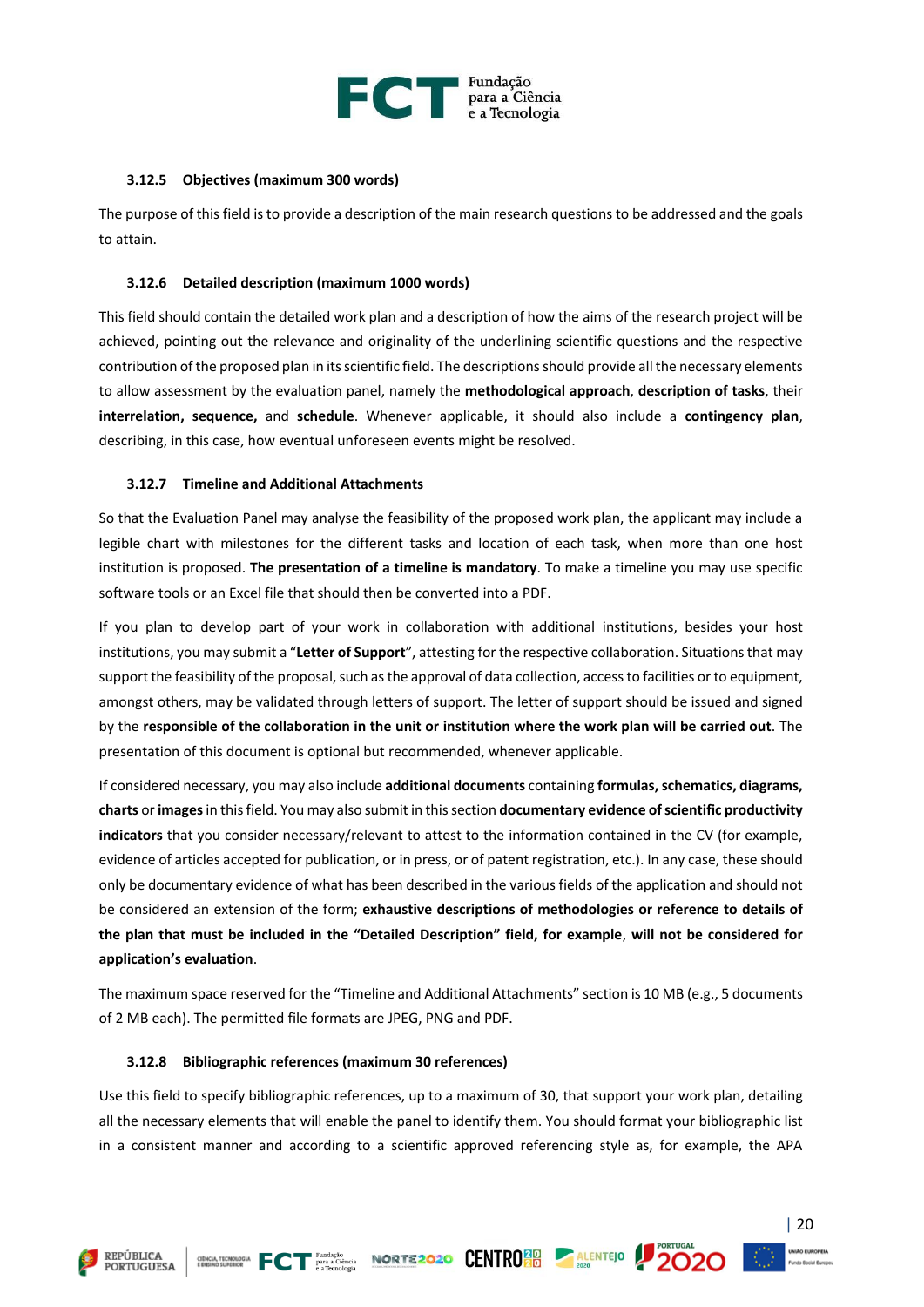#### 3.12.5 Objectives (maximum 300 words)

The purpose of this field is to provide a description of the main research questions to be addressed and the goals to attain.

#### 3.12.6 Detailed description (maximum 1000 words)

This field should contain the detailed work plan and a description of how the aims of the research project will be achieved, pointing out the relevance and originality of the underlining scientific questions and the respective contribution of the proposed plan in its scientific field. The descriptions should provide all the necessary elements to allow assessment by the evaluation panel, namely the **methodological approach**, **description of tasks**, their **interrelation, sequence,** and **schedule**. Whenever applicable, it should also include a **contingency plan**, describing, in this case, how eventual unforeseen events might be resolved.

#### 3.12.7 Timeline and Additional Attachments

So that the Evaluation Panel may analyse the feasibility of the proposed work plan, the applicant may include a legible chart with milestones for the different tasks and location of each task, when more than one host institution is proposed. **The presentation of a timeline is mandatory**. To make a timeline you may use specific software tools or an Excel file that should then be converted into a PDF.

If you plan to develop part of your work in collaboration with additional institutions, besides your host institutions, you may submit a "**Letter of Support**", attesting for the respective collaboration. Situations that may support the feasibility of the proposal, such as the approval of data collection, access to facilities or to equipment, amongst others, may be validated through letters of support. The letter of support should be issued and signed by the **responsible of the collaboration in the unit or institution where the work plan will be carried out**. The presentation of this document is optional but recommended, whenever applicable.

If considered necessary, you may also include **additional documents** containing **formulas, schematics, diagrams, charts** or **images** in this field. You may also submit in this section **documentary evidence of scientific productivity indicators** that you consider necessary/relevant to attest to the information contained in the CV (for example, evidence of articles accepted for publication, or in press, or of patent registration, etc.). In any case, these should only be documentary evidence of what has been described in the various fields of the application and should not be considered an extension of the form; **exhaustive descriptions of methodologies or reference to details of the plan that must be included in the "Detailed Description" field, for example**, **will not be considered for application's evaluation**.

The maximum space reserved for the "Timeline and Additional Attachments" section is 10 MB (e.g., 5 documents of 2 MB each). The permitted file formats are JPEG, PNG and PDF.

#### 3.12.8 Bibliographic references (maximum 30 references)

Use this field to specify bibliographic references, up to a maximum of 30, that support your work plan, detailing all the necessary elements that will enable the panel to identify them. You should format your bibliographic list in a consistent manner and according to a scientific approved referencing style as, for example, the APA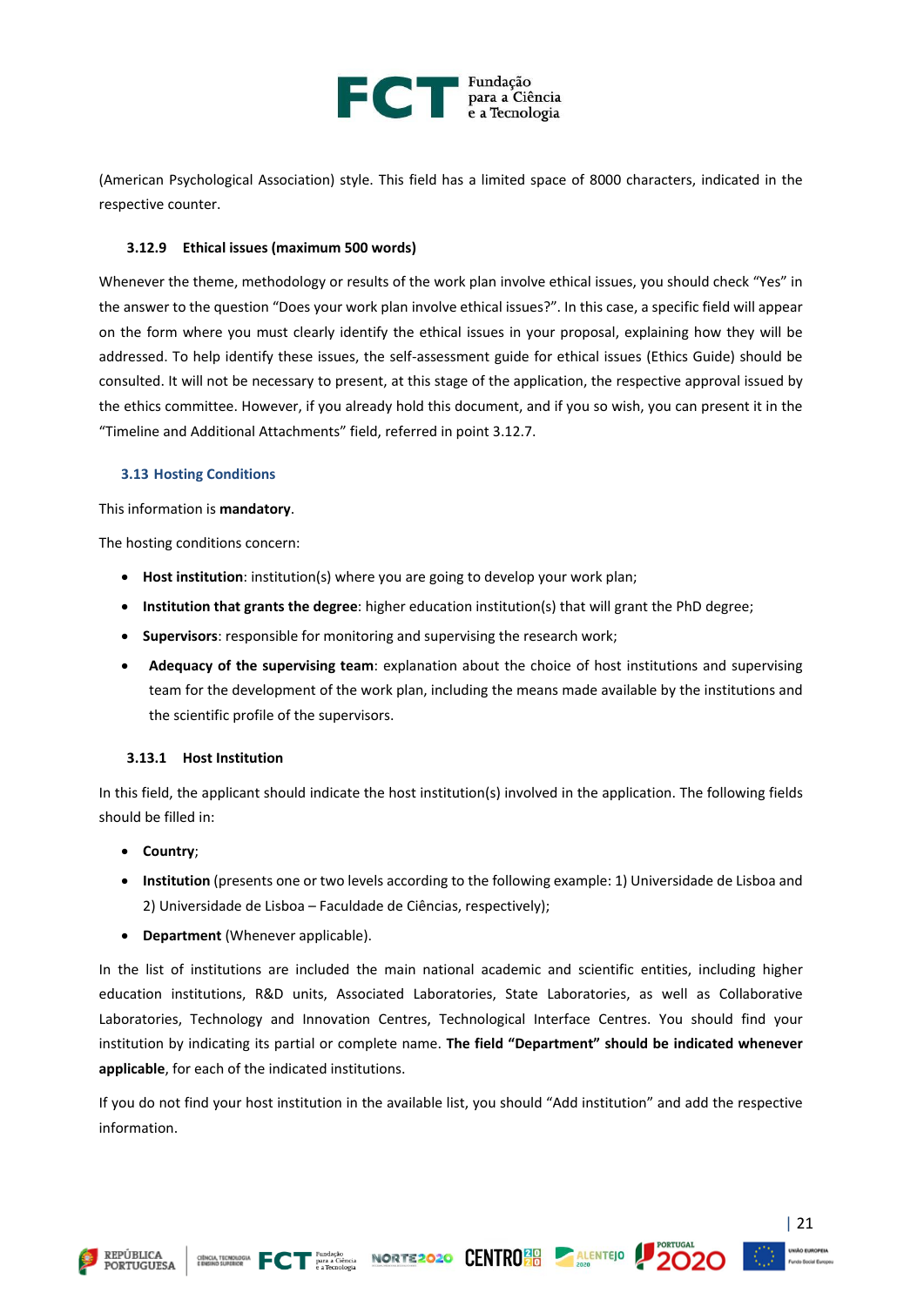(American Psychological Association) style. This field has a limited space of 8000 characters, indicated in the respective counter.

#### 3.12.9 Ethical issues (maximum 500 words)

Whenever the theme, methodology or results of the work plan involve ethical issues, you should check "Yes" in the answer to the question "Does your work plan involve ethical issues?". In this case, a specific field will appear on the form where you must clearly identify the ethical issues in your proposal, explaining how they will be addressed. To help identify these issues, the self-assessment guide for ethical issues (Ethics Guide) should be consulted. It will not be necessary to present, at this stage of the application, the respective approval issued by the ethics committee. However, if you already hold this document, and if you so wish, you can present it in the "Timeline and Additional Attachments" field, referred in point 3.12.7.

### 3.13 Hosting Conditions

This information is **mandatory**.

The hosting conditions concern:

- **Host institution**: institution(s) where you are going to develop your work plan;
- **Institution that grants the degree**: higher education institution(s) that will grant the PhD degree;
- **Supervisors**: responsible for monitoring and supervising the research work;
- **Adequacy of the supervising team**: explanation about the choice of host institutions and supervising team for the development of the work plan, including the means made available by the institutions and the scientific profile of the supervisors.

#### 3.13.1 Host Institution

In this field, the applicant should indicate the host institution(s) involved in the application. The following fields should be filled in:

- **Country**;
- **Institution** (presents one or two levels according to the following example: 1) Universidade de Lisboa and 2) Universidade de Lisboa – Faculdade de Ciências, respectively);
- **Department** (Whenever applicable).

In the list of institutions are included the main national academic and scientific entities, including higher education institutions, R&D units, Associated Laboratories, State Laboratories, as well as Collaborative Laboratories, Technology and Innovation Centres, Technological Interface Centres. You should find your institution by indicating its partial or complete name. **The field "Department" should be indicated whenever applicable**, for each of the indicated institutions.

If you do not find your host institution in the available list, you should "Add institution" and add the respective information.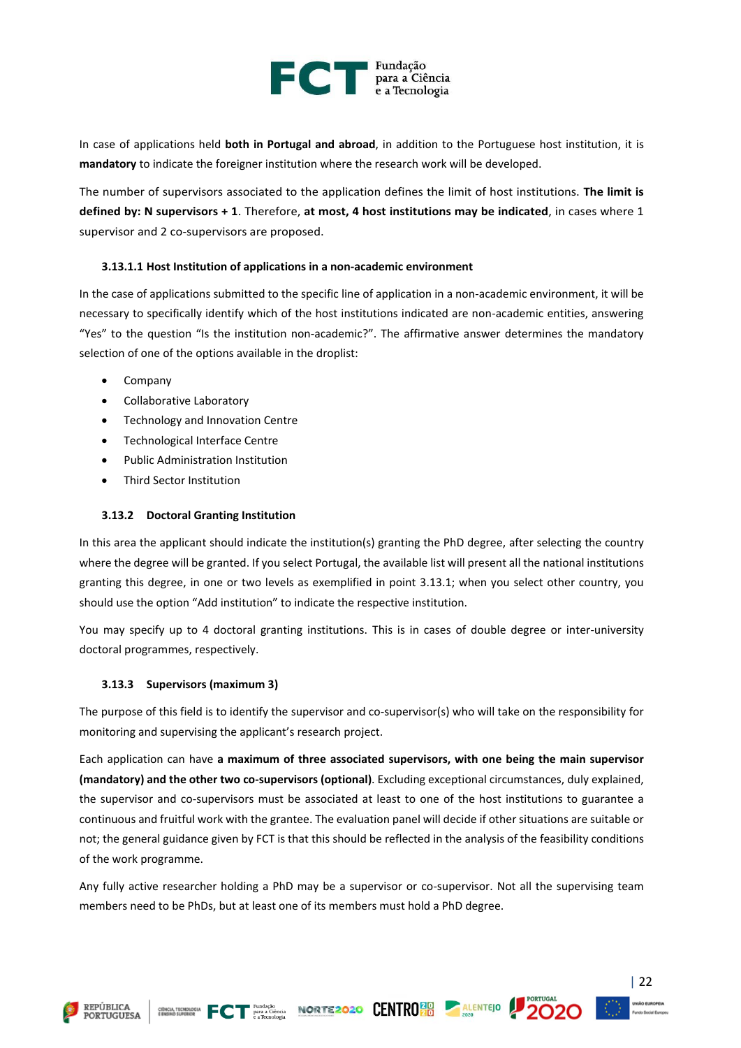In case of applications held **both in Portugal and abroad**, in addition to the Portuguese host institution, it is **mandatory** to indicate the foreigner institution where the research work will be developed.

The number of supervisors associated to the application defines the limit of host institutions. **The limit is defined by: N supervisors + 1**. Therefore, **at most, 4 host institutions may be indicated**, in cases where 1 supervisor and 2 co-supervisors are proposed.

#### 3.13.1.1 Host Institution of applications in a non-academic environment

In the case of applications submitted to the specific line of application in a non-academic environment, it will be necessary to specifically identify which of the host institutions indicated are non-academic entities, answering "Yes" to the question "Is the institution non-academic?". The affirmative answer determines the mandatory selection of one of the options available in the droplist:

- Company
- Collaborative Laboratory
- Technology and Innovation Centre
- Technological Interface Centre
- Public Administration Institution
- Third Sector Institution

### 3.13.2 Doctoral Granting Institution

In this area the applicant should indicate the institution(s) granting the PhD degree, after selecting the country where the degree will be granted. If you select Portugal, the available list will present all the national institutions granting this degree, in one or two levels as exemplified in point 3.13.1; when you select other country, you should use the option "Add institution" to indicate the respective institution.

You may specify up to 4 doctoral granting institutions. This is in cases of double degree or inter-university doctoral programmes, respectively.

### 3.13.3 Supervisors (maximum 3)

The purpose of this field is to identify the supervisor and co-supervisor(s) who will take on the responsibility for monitoring and supervising the applicant's research project.

Each application can have **a maximum of three associated supervisors, with one being the main supervisor (mandatory) and the other two co-supervisors (optional)**. Excluding exceptional circumstances, duly explained, the supervisor and co-supervisors must be associated at least to one of the host institutions to guarantee a continuous and fruitful work with the grantee. The evaluation panel will decide if other situations are suitable or not; the general guidance given by FCT is that this should be reflected in the analysis of the feasibility conditions of the work programme.

Any fully active researcher holding a PhD may be a supervisor or co-supervisor. Not all the supervising team members need to be PhDs, but at least one of its members must hold a PhD degree.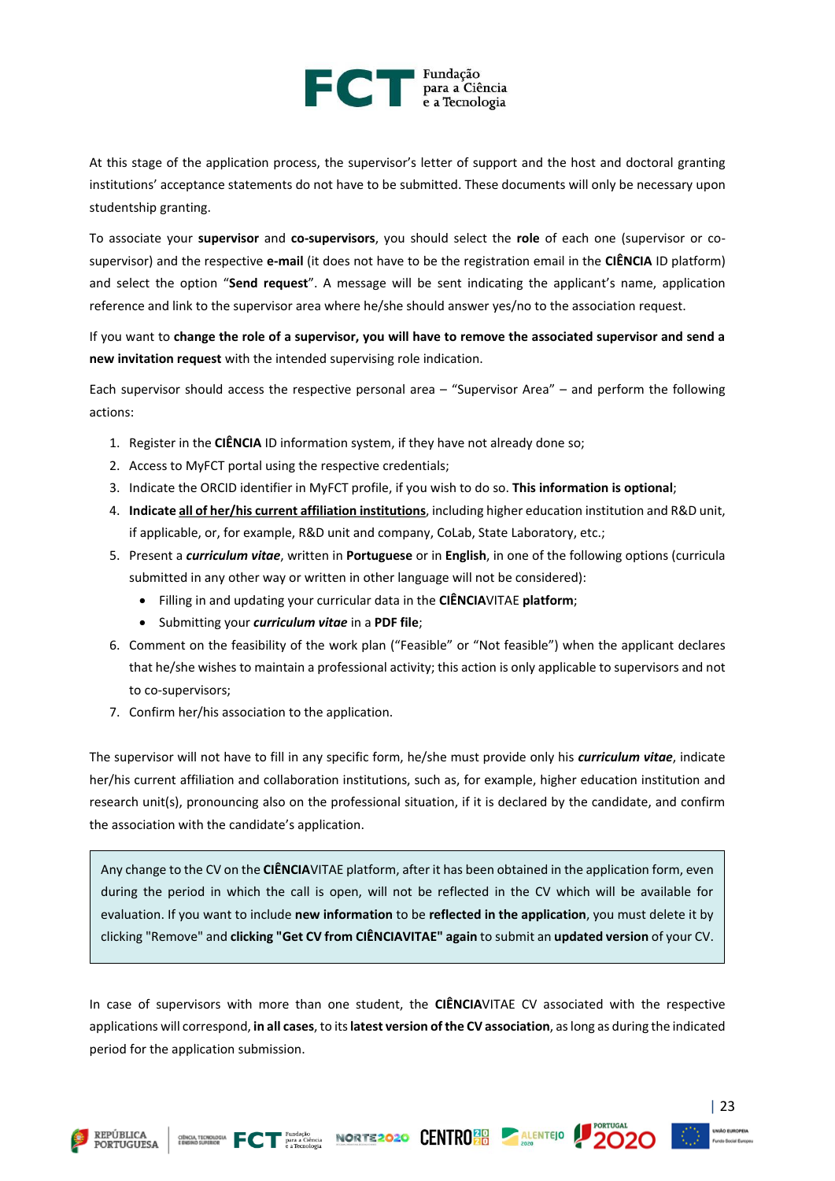At this stage of the application process, the supervisor's letter of support and the host and doctoral granting institutions' acceptance statements do not have to be submitted. These documents will only be necessary upon studentship granting.

To associate your **supervisor** and **co-supervisors**, you should select the **role** of each one (supervisor or co-supervisor) and the respective **e-mail** (it does not have to be the registration email in the **CIÊNCIA** ID platform) and select the option "**Send request**". A message will be sent indicating the applicant's name, application reference and link to the supervisor area where he/she should answer yes/no to the association request.

If you want to **change the role of a supervisor, you will have to remove the associated supervisor and send a new invitation request** with the intended supervising role indication.

Each supervisor should access the respective personal area – "Supervisor Area" – and perform the following actions:

1. Register in the **CIÊNCIA** ID information system, if they have not already done so;
2. Access to MyFCT portal using the respective credentials;
3. Indicate the ORCID identifier in MyFCT profile, if you wish to do so. **This information is optional**;
4. **Indicate <u>all of her/his current affiliation institutions</u>**, including higher education institution and R&D unit, if applicable, or, for example, R&D unit and company, CoLab, State Laboratory, etc.;
5. Present a ***curriculum vitae***, written in **Portuguese** or in **English**, in one of the following options (curricula submitted in any other way or written in other language will not be considered):
   - Filling in and updating your curricular data in the **CIÊNCIA**VITAE **platform**;
   - Submitting your ***curriculum vitae*** in a **PDF file**;
6. Comment on the feasibility of the work plan ("Feasible" or "Not feasible") when the applicant declares that he/she wishes to maintain a professional activity; this action is only applicable to supervisors and not to co-supervisors;
7. Confirm her/his association to the application.

The supervisor will not have to fill in any specific form, he/she must provide only his ***curriculum vitae***, indicate her/his current affiliation and collaboration institutions, such as, for example, higher education institution and research unit(s), pronouncing also on the professional situation, if it is declared by the candidate, and confirm the association with the candidate's application.

> Any change to the CV on the **CIÊNCIA**VITAE platform, after it has been obtained in the application form, even during the period in which the call is open, will not be reflected in the CV which will be available for evaluation. If you want to include **new information** to be **reflected in the application**, you must delete it by clicking "Remove" and **clicking "Get CV from CIÊNCIAVITAE" again** to submit an **updated version** of your CV.

In case of supervisors with more than one student, the **CIÊNCIA**VITAE CV associated with the respective applications will correspond, **in all cases**, to its **latest version of the CV association**, as long as during the indicated period for the application submission.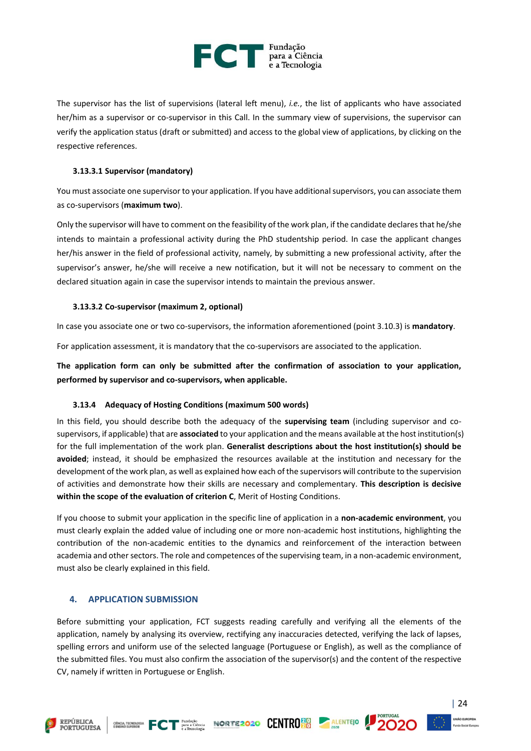The supervisor has the list of supervisions (lateral left menu), *i.e.*, the list of applicants who have associated her/him as a supervisor or co-supervisor in this Call. In the summary view of supervisions, the supervisor can verify the application status (draft or submitted) and access to the global view of applications, by clicking on the respective references.

#### 3.13.3.1 Supervisor (mandatory)

You must associate one supervisor to your application. If you have additional supervisors, you can associate them as co-supervisors (**maximum two**).

Only the supervisor will have to comment on the feasibility of the work plan, if the candidate declares that he/she intends to maintain a professional activity during the PhD studentship period. In case the applicant changes her/his answer in the field of professional activity, namely, by submitting a new professional activity, after the supervisor's answer, he/she will receive a new notification, but it will not be necessary to comment on the declared situation again in case the supervisor intends to maintain the previous answer.

#### 3.13.3.2 Co-supervisor (maximum 2, optional)

In case you associate one or two co-supervisors, the information aforementioned (point 3.10.3) is **mandatory**.

For application assessment, it is mandatory that the co-supervisors are associated to the application.

**The application form can only be submitted after the confirmation of association to your application, performed by supervisor and co-supervisors, when applicable.**

### 3.13.4 Adequacy of Hosting Conditions (maximum 500 words)

In this field, you should describe both the adequacy of the **supervising team** (including supervisor and co-supervisors, if applicable) that are **associated** to your application and the means available at the host institution(s) for the full implementation of the work plan. **Generalist descriptions about the host institution(s) should be avoided**; instead, it should be emphasized the resources available at the institution and necessary for the development of the work plan, as well as explained how each of the supervisors will contribute to the supervision of activities and demonstrate how their skills are necessary and complementary. **This description is decisive within the scope of the evaluation of criterion C**, Merit of Hosting Conditions.

If you choose to submit your application in the specific line of application in a **non-academic environment**, you must clearly explain the added value of including one or more non-academic host institutions, highlighting the contribution of the non-academic entities to the dynamics and reinforcement of the interaction between academia and other sectors. The role and competences of the supervising team, in a non-academic environment, must also be clearly explained in this field.

## 4. APPLICATION SUBMISSION

Before submitting your application, FCT suggests reading carefully and verifying all the elements of the application, namely by analysing its overview, rectifying any inaccuracies detected, verifying the lack of lapses, spelling errors and uniform use of the selected language (Portuguese or English), as well as the compliance of the submitted files. You must also confirm the association of the supervisor(s) and the content of the respective CV, namely if written in Portuguese or English.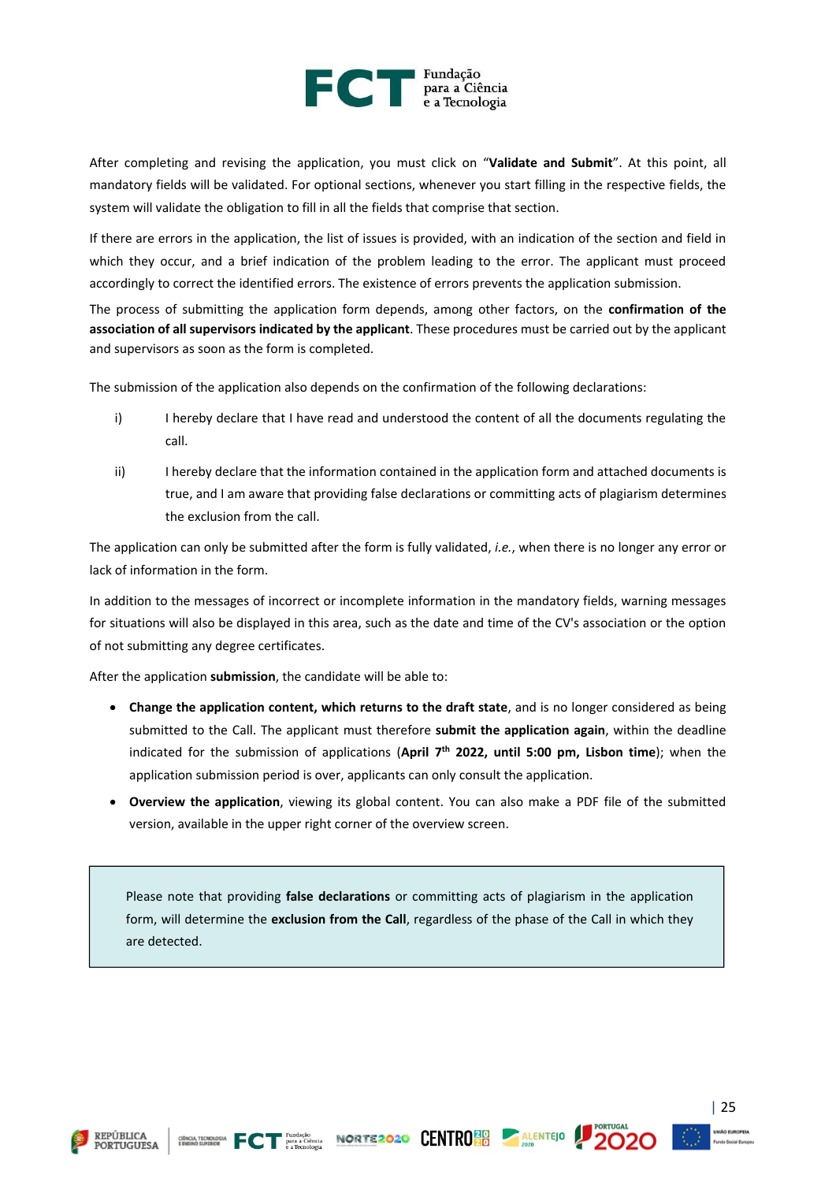After completing and revising the application, you must click on "**Validate and Submit**". At this point, all mandatory fields will be validated. For optional sections, whenever you start filling in the respective fields, the system will validate the obligation to fill in all the fields that comprise that section.

If there are errors in the application, the list of issues is provided, with an indication of the section and field in which they occur, and a brief indication of the problem leading to the error. The applicant must proceed accordingly to correct the identified errors. The existence of errors prevents the application submission.

The process of submitting the application form depends, among other factors, on the **confirmation of the association of all supervisors indicated by the applicant**. These procedures must be carried out by the applicant and supervisors as soon as the form is completed.

The submission of the application also depends on the confirmation of the following declarations:

i) I hereby declare that I have read and understood the content of all the documents regulating the call.

ii) I hereby declare that the information contained in the application form and attached documents is true, and I am aware that providing false declarations or committing acts of plagiarism determines the exclusion from the call.

The application can only be submitted after the form is fully validated, *i.e.*, when there is no longer any error or lack of information in the form.

In addition to the messages of incorrect or incomplete information in the mandatory fields, warning messages for situations will also be displayed in this area, such as the date and time of the CV's association or the option of not submitting any degree certificates.

After the application **submission**, the candidate will be able to:

- **Change the application content, which returns to the draft state**, and is no longer considered as being submitted to the Call. The applicant must therefore **submit the application again**, within the deadline indicated for the submission of applications (**April 7th 2022, until 5:00 pm, Lisbon time**); when the application submission period is over, applicants can only consult the application.
- **Overview the application**, viewing its global content. You can also make a PDF file of the submitted version, available in the upper right corner of the overview screen.

> Please note that providing **false declarations** or committing acts of plagiarism in the application form, will determine the **exclusion from the Call**, regardless of the phase of the Call in which they are detected.